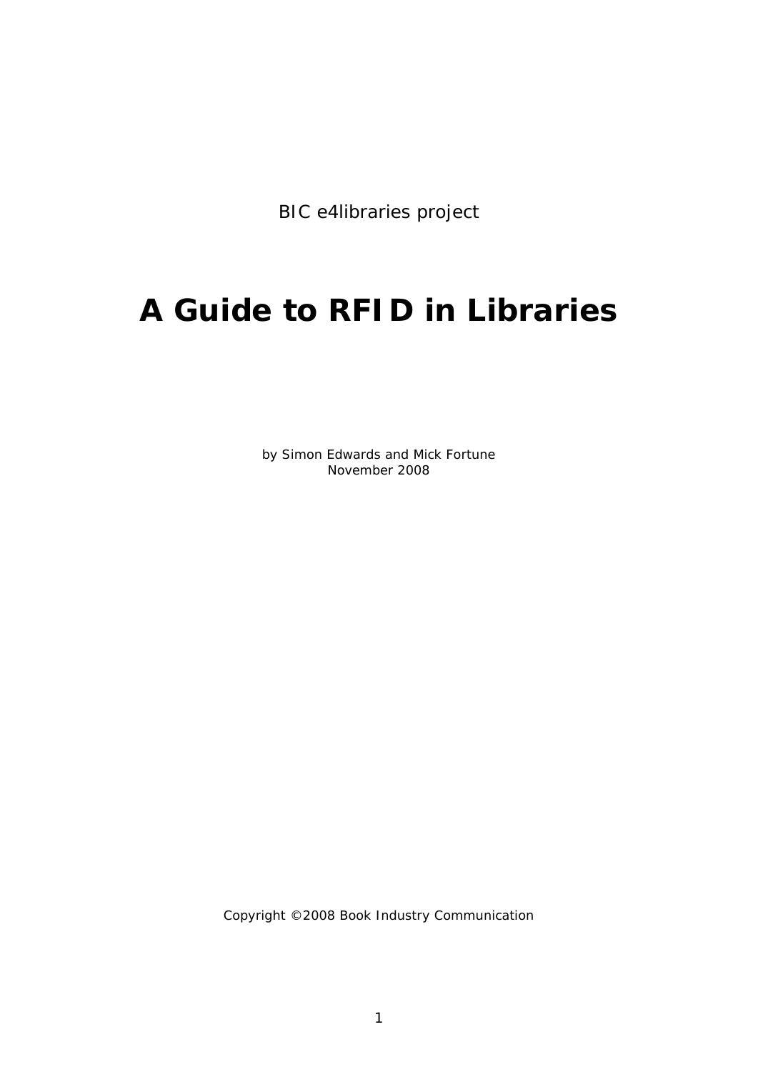BIC e4libraries project

# A Guide to RFID in Libraries

by Simon Edwards and Mick Fortune
November 2008

Copyright ©2008 Book Industry Communication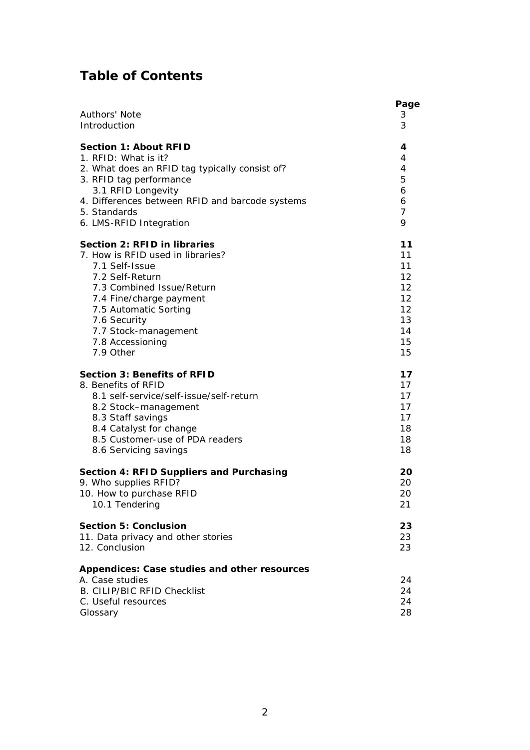# Table of Contents

| | Page |
|---|---|
| Authors' Note | 3 |
| Introduction | 3 |
| **Section 1: About RFID** | **4** |
| 1. RFID: What is it? | 4 |
| 2. What does an RFID tag typically consist of? | 4 |
| 3. RFID tag performance | 5 |
| 3.1 RFID Longevity | 6 |
| 4. Differences between RFID and barcode systems | 6 |
| 5. Standards | 7 |
| 6. LMS-RFID Integration | 9 |
| **Section 2: RFID in libraries** | **11** |
| 7. How is RFID used in libraries? | 11 |
| 7.1 Self-Issue | 11 |
| 7.2 Self-Return | 12 |
| 7.3 Combined Issue/Return | 12 |
| 7.4 Fine/charge payment | 12 |
| 7.5 Automatic Sorting | 12 |
| 7.6 Security | 13 |
| 7.7 Stock-management | 14 |
| 7.8 Accessioning | 15 |
| 7.9 Other | 15 |
| **Section 3: Benefits of RFID** | **17** |
| 8. Benefits of RFID | 17 |
| 8.1 self-service/self-issue/self-return | 17 |
| 8.2 Stock–management | 17 |
| 8.3 Staff savings | 17 |
| 8.4 Catalyst for change | 18 |
| 8.5 Customer-use of PDA readers | 18 |
| 8.6 Servicing savings | 18 |
| **Section 4: RFID Suppliers and Purchasing** | **20** |
| 9. Who supplies RFID? | 20 |
| 10. How to purchase RFID | 20 |
| 10.1 Tendering | 21 |
| **Section 5: Conclusion** | **23** |
| 11. Data privacy and other stories | 23 |
| 12. Conclusion | 23 |
| **Appendices: Case studies and other resources** | |
| A. Case studies | 24 |
| B. CILIP/BIC RFID Checklist | 24 |
| C. Useful resources | 24 |
| Glossary | 28 |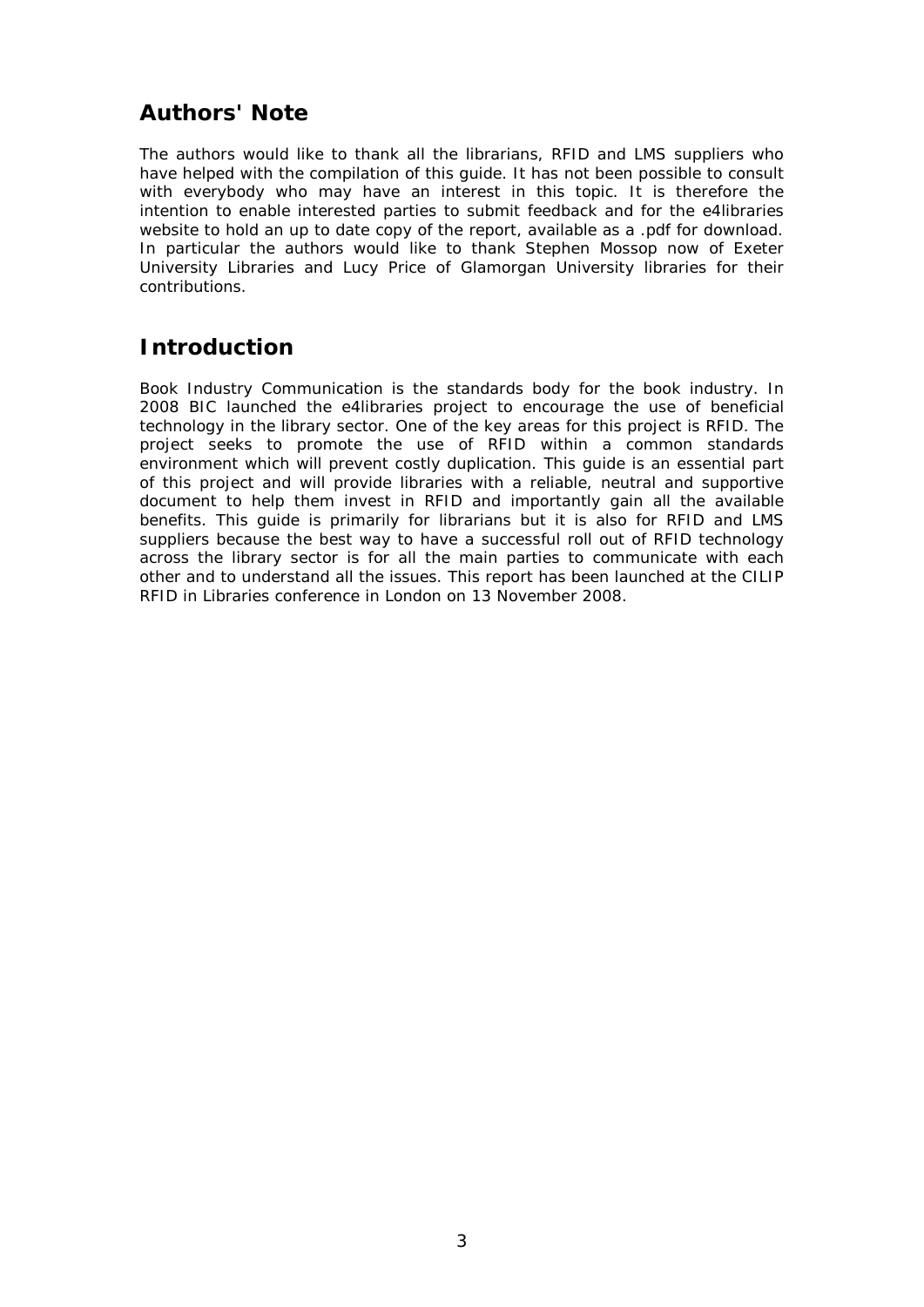## Authors' Note

The authors would like to thank all the librarians, RFID and LMS suppliers who have helped with the compilation of this guide. It has not been possible to consult with everybody who may have an interest in this topic. It is therefore the intention to enable interested parties to submit feedback and for the e4libraries website to hold an up to date copy of the report, available as a .pdf for download. In particular the authors would like to thank Stephen Mossop now of Exeter University Libraries and Lucy Price of Glamorgan University libraries for their contributions.

## Introduction

Book Industry Communication is the standards body for the book industry. In 2008 BIC launched the e4libraries project to encourage the use of beneficial technology in the library sector. One of the key areas for this project is RFID. The project seeks to promote the use of RFID within a common standards environment which will prevent costly duplication. This guide is an essential part of this project and will provide libraries with a reliable, neutral and supportive document to help them invest in RFID and importantly gain all the available benefits. This guide is primarily for librarians but it is also for RFID and LMS suppliers because the best way to have a successful roll out of RFID technology across the library sector is for all the main parties to communicate with each other and to understand all the issues. This report has been launched at the CILIP RFID in Libraries conference in London on 13 November 2008.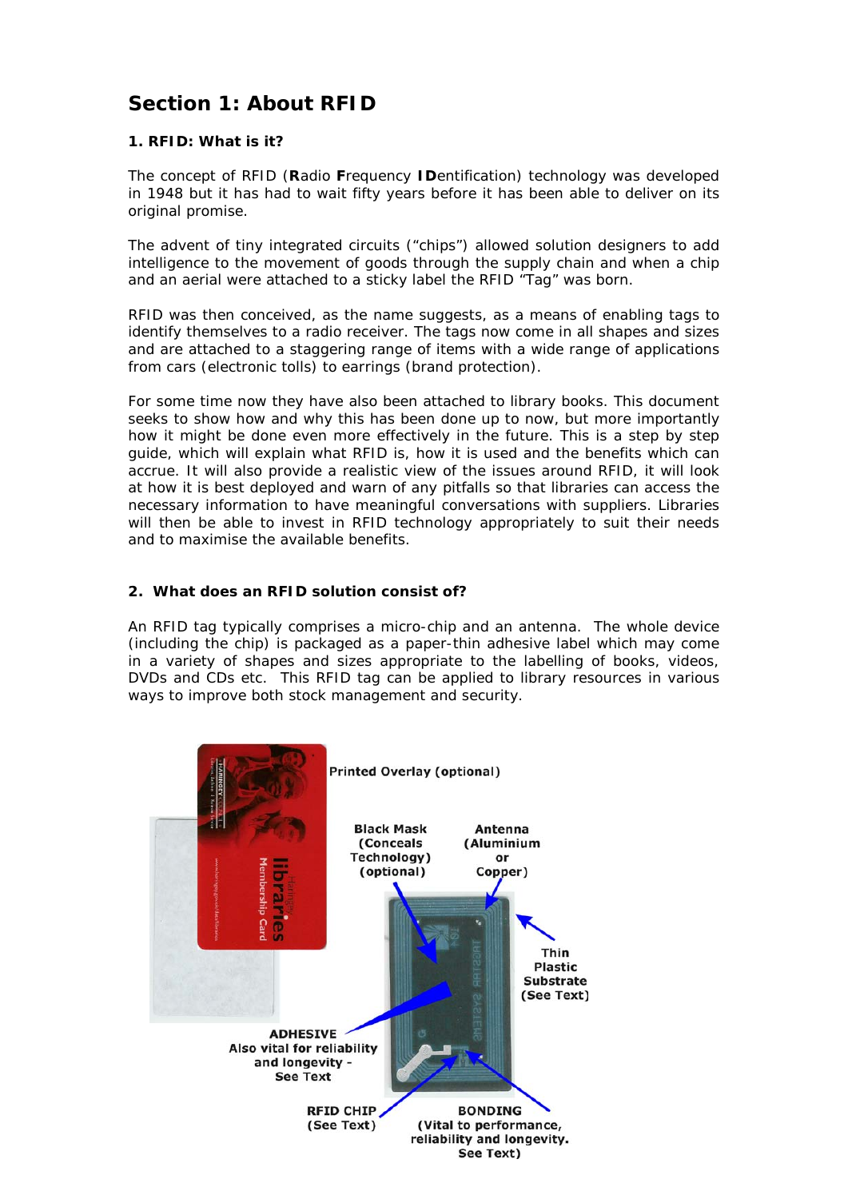# Section 1: About RFID

## 1. RFID: What is it?

The concept of RFID (**R**adio **F**requency **ID**entification) technology was developed in 1948 but it has had to wait fifty years before it has been able to deliver on its original promise.

The advent of tiny integrated circuits ("chips") allowed solution designers to add intelligence to the movement of goods through the supply chain and when a chip and an aerial were attached to a sticky label the RFID "Tag" was born.

RFID was then conceived, as the name suggests, as a means of enabling tags to identify themselves to a radio receiver. The tags now come in all shapes and sizes and are attached to a staggering range of items with a wide range of applications from cars (electronic tolls) to earrings (brand protection).

For some time now they have also been attached to library books. This document seeks to show how and why this has been done up to now, but more importantly how it might be done even more effectively in the future. This is a step by step guide, which will explain what RFID is, how it is used and the benefits which can accrue. It will also provide a realistic view of the issues around RFID, it will look at how it is best deployed and warn of any pitfalls so that libraries can access the necessary information to have meaningful conversations with suppliers. Libraries will then be able to invest in RFID technology appropriately to suit their needs and to maximise the available benefits.

## 2. What does an RFID solution consist of?

An RFID tag typically comprises a micro-chip and an antenna. The whole device (including the chip) is packaged as a paper-thin adhesive label which may come in a variety of shapes and sizes appropriate to the labelling of books, videos, DVDs and CDs etc. This RFID tag can be applied to library resources in various ways to improve both stock management and security.

Printed Overlay (optional)

Black Mask (Conceals Technology) (optional)

Antenna (Aluminium or Copper)

Thin Plastic Substrate (See Text)

ADHESIVE Also vital for reliability and longevity - See Text

RFID CHIP (See Text)

BONDING (Vital to performance, reliability and longevity. See Text)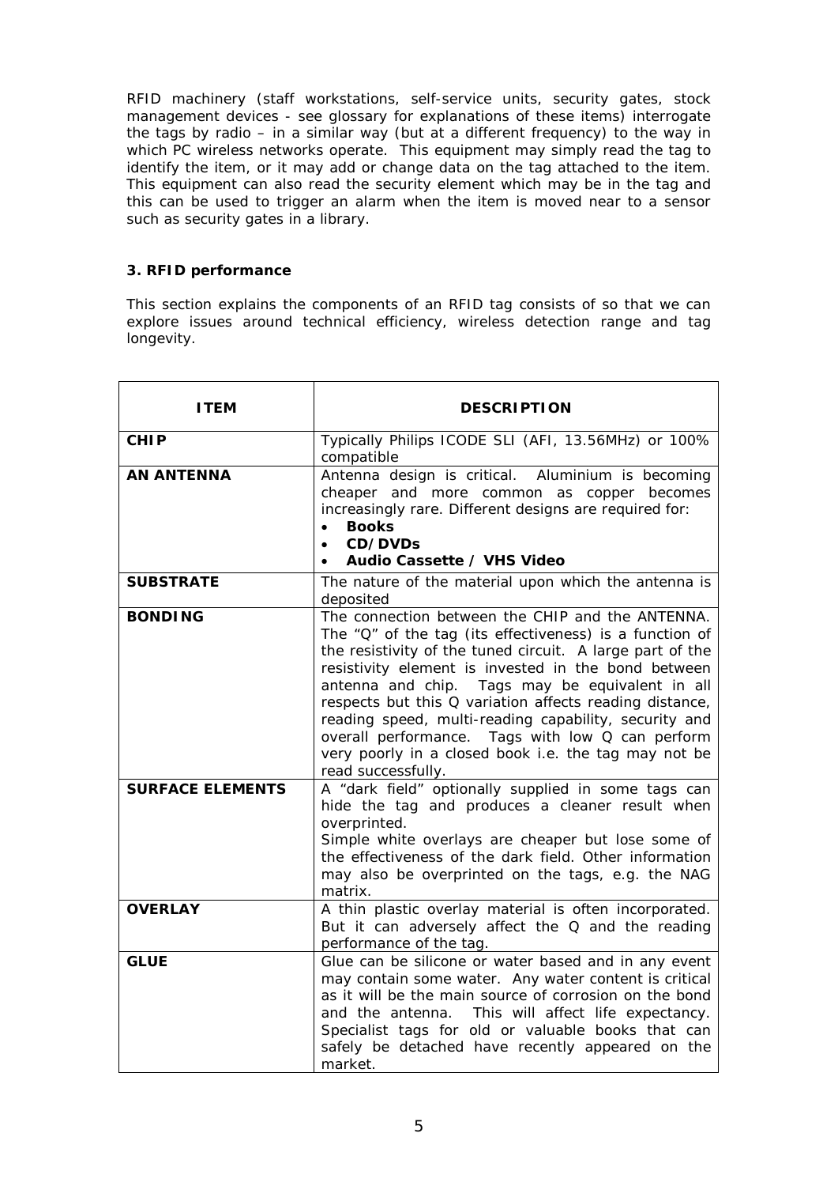RFID machinery (staff workstations, self-service units, security gates, stock management devices - see glossary for explanations of these items) interrogate the tags by radio – in a similar way (but at a different frequency) to the way in which PC wireless networks operate. This equipment may simply read the tag to identify the item, or it may add or change data on the tag attached to the item. This equipment can also read the security element which may be in the tag and this can be used to trigger an alarm when the item is moved near to a sensor such as security gates in a library.

### 3. RFID performance

This section explains the components of an RFID tag consists of so that we can explore issues around technical efficiency, wireless detection range and tag longevity.

| ITEM | DESCRIPTION |
|---|---|
| **CHIP** | Typically Philips ICODE SLI (AFI, 13.56MHz) or 100% compatible |
| **AN ANTENNA** | Antenna design is critical. Aluminium is becoming cheaper and more common as copper becomes increasingly rare. Different designs are required for: <br>• **Books** <br>• **CD/DVDs** <br>• **Audio Cassette / VHS Video** |
| **SUBSTRATE** | The nature of the material upon which the antenna is deposited |
| **BONDING** | The connection between the CHIP and the ANTENNA. The "Q" of the tag (its effectiveness) is a function of the resistivity of the tuned circuit. A large part of the resistivity element is invested in the bond between antenna and chip. Tags may be equivalent in all respects but this Q variation affects reading distance, reading speed, multi-reading capability, security and overall performance. Tags with low Q can perform very poorly in a closed book i.e. the tag may not be read successfully. |
| **SURFACE ELEMENTS** | A "dark field" optionally supplied in some tags can hide the tag and produces a cleaner result when overprinted. <br>Simple white overlays are cheaper but lose some of the effectiveness of the dark field. Other information may also be overprinted on the tags, e.g. the NAG matrix. |
| **OVERLAY** | A thin plastic overlay material is often incorporated. But it can adversely affect the Q and the reading performance of the tag. |
| **GLUE** | Glue can be silicone or water based and in any event may contain some water. Any water content is critical as it will be the main source of corrosion on the bond and the antenna. This will affect life expectancy. Specialist tags for old or valuable books that can safely be detached have recently appeared on the market. |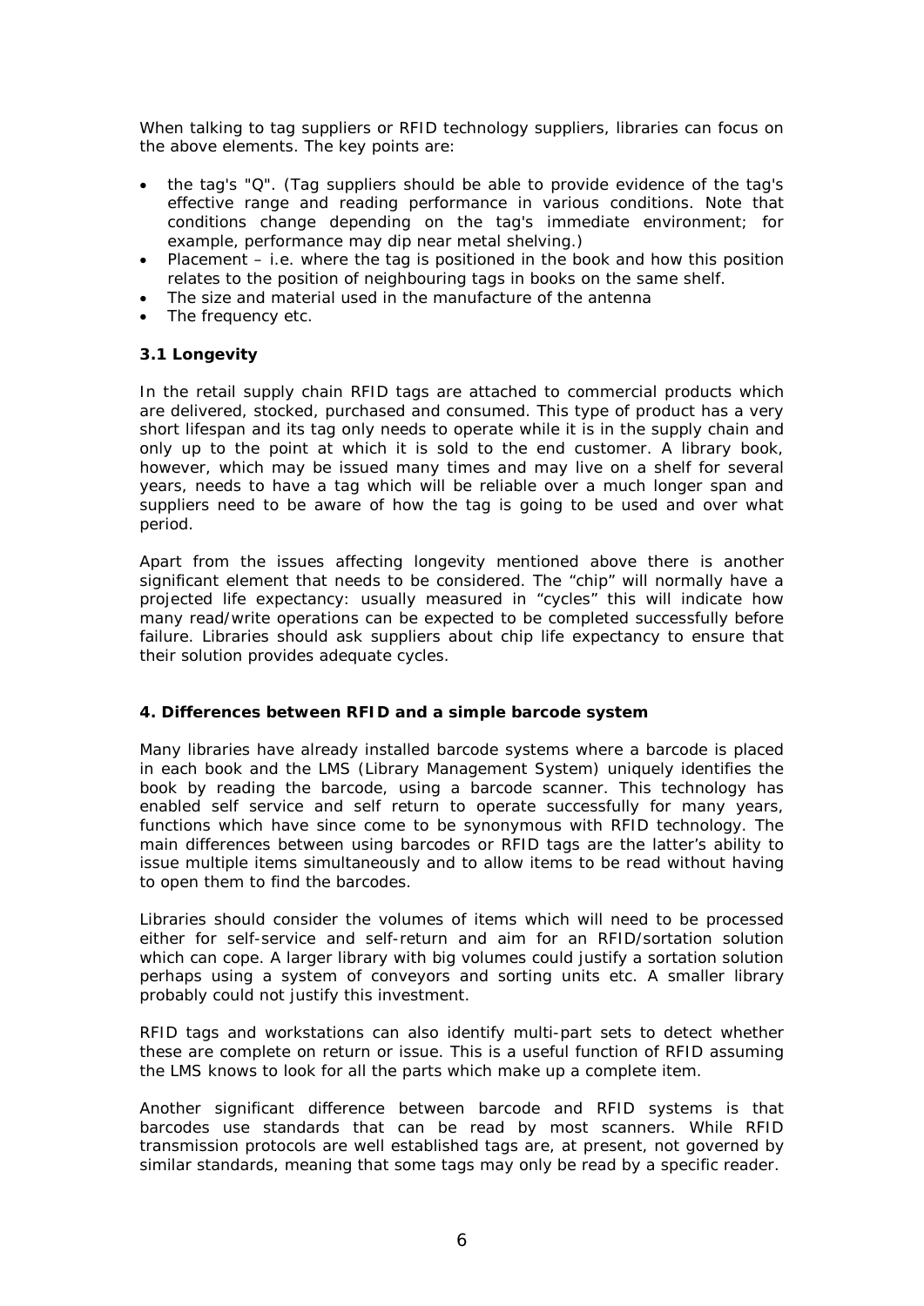When talking to tag suppliers or RFID technology suppliers, libraries can focus on the above elements. The key points are:

- the tag's "Q". (Tag suppliers should be able to provide evidence of the tag's effective range and reading performance in various conditions. Note that conditions change depending on the tag's immediate environment; for example, performance may dip near metal shelving.)
- Placement – i.e. where the tag is positioned in the book and how this position relates to the position of neighbouring tags in books on the same shelf.
- The size and material used in the manufacture of the antenna
- The frequency etc.

### 3.1 Longevity

In the retail supply chain RFID tags are attached to commercial products which are delivered, stocked, purchased and consumed. This type of product has a very short lifespan and its tag only needs to operate while it is in the supply chain and only up to the point at which it is sold to the end customer. A library book, however, which may be issued many times and may live on a shelf for several years, needs to have a tag which will be reliable over a much longer span and suppliers need to be aware of how the tag is going to be used and over what period.

Apart from the issues affecting longevity mentioned above there is another significant element that needs to be considered. The "chip" will normally have a projected life expectancy: usually measured in "cycles" this will indicate how many read/write operations can be expected to be completed successfully before failure. Libraries should ask suppliers about chip life expectancy to ensure that their solution provides adequate cycles.

## 4. Differences between RFID and a simple barcode system

Many libraries have already installed barcode systems where a barcode is placed in each book and the LMS (Library Management System) uniquely identifies the book by reading the barcode, using a barcode scanner. This technology has enabled self service and self return to operate successfully for many years, functions which have since come to be synonymous with RFID technology. The main differences between using barcodes or RFID tags are the latter's ability to issue multiple items simultaneously and to allow items to be read without having to open them to find the barcodes.

Libraries should consider the volumes of items which will need to be processed either for self-service and self-return and aim for an RFID/sortation solution which can cope. A larger library with big volumes could justify a sortation solution perhaps using a system of conveyors and sorting units etc. A smaller library probably could not justify this investment.

RFID tags and workstations can also identify multi-part sets to detect whether these are complete on return or issue. This is a useful function of RFID assuming the LMS knows to look for all the parts which make up a complete item.

Another significant difference between barcode and RFID systems is that barcodes use standards that can be read by most scanners. While RFID transmission protocols are well established tags are, at present, not governed by similar standards, meaning that some tags may only be read by a specific reader.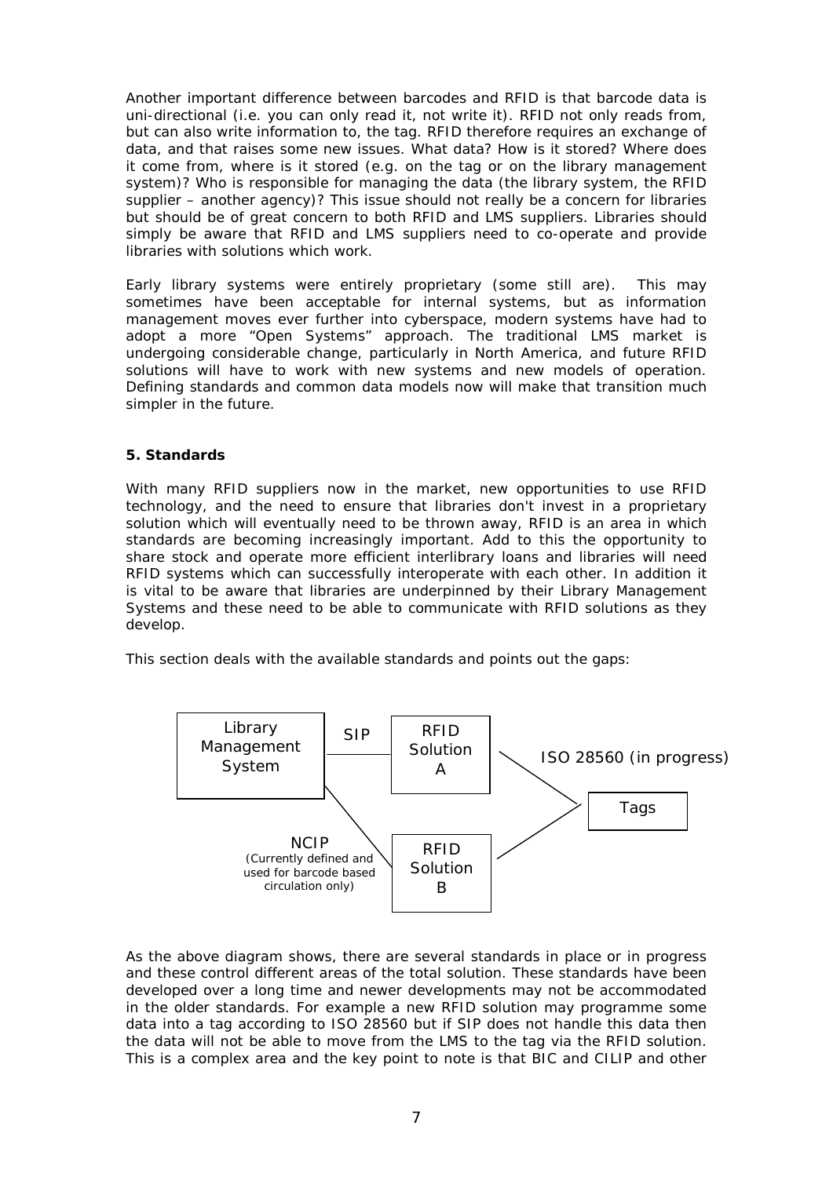Another important difference between barcodes and RFID is that barcode data is uni-directional (i.e. you can only read it, not write it). RFID not only reads from, but can also write information to, the tag. RFID therefore requires an exchange of data, and that raises some new issues. What data? How is it stored? Where does it come from, where is it stored (e.g. on the tag or on the library management system)? Who is responsible for managing the data (the library system, the RFID supplier – another agency)? This issue should not really be a concern for libraries but should be of great concern to both RFID and LMS suppliers. Libraries should simply be aware that RFID and LMS suppliers need to co-operate and provide libraries with solutions which work.

Early library systems were entirely proprietary (some still are). This may sometimes have been acceptable for internal systems, but as information management moves ever further into cyberspace, modern systems have had to adopt a more "Open Systems" approach. The traditional LMS market is undergoing considerable change, particularly in North America, and future RFID solutions will have to work with new systems and new models of operation. Defining standards and common data models now will make that transition much simpler in the future.

### 5. Standards

With many RFID suppliers now in the market, new opportunities to use RFID technology, and the need to ensure that libraries don't invest in a proprietary solution which will eventually need to be thrown away, RFID is an area in which standards are becoming increasingly important. Add to this the opportunity to share stock and operate more efficient interlibrary loans and libraries will need RFID systems which can successfully interoperate with each other. In addition it is vital to be aware that libraries are underpinned by their Library Management Systems and these need to be able to communicate with RFID solutions as they develop.

This section deals with the available standards and points out the gaps:

Library Management System — SIP — RFID Solution A

Library Management System — NCIP (Currently defined and used for barcode based circulation only) — RFID Solution B

RFID Solution A / RFID Solution B — ISO 28560 (in progress) — Tags

As the above diagram shows, there are several standards in place or in progress and these control different areas of the total solution. These standards have been developed over a long time and newer developments may not be accommodated in the older standards. For example a new RFID solution may programme some data into a tag according to ISO 28560 but if SIP does not handle this data then the data will not be able to move from the LMS to the tag via the RFID solution. This is a complex area and the key point to note is that BIC and CILIP and other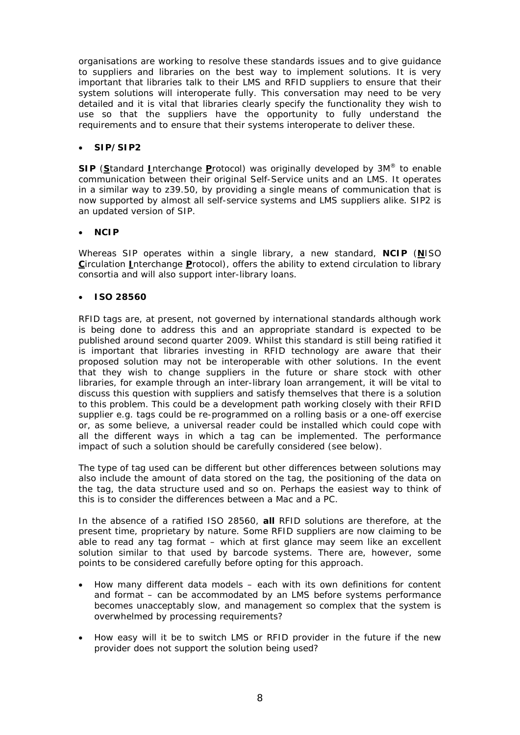organisations are working to resolve these standards issues and to give guidance to suppliers and libraries on the best way to implement solutions. It is very important that libraries talk to their LMS and RFID suppliers to ensure that their system solutions will interoperate fully. This conversation may need to be very detailed and it is vital that libraries clearly specify the functionality they wish to use so that the suppliers have the opportunity to fully understand the requirements and to ensure that their systems interoperate to deliver these.

- **SIP/SIP2**

**SIP** (**S**tandard **I**nterchange **P**rotocol) was originally developed by 3M® to enable communication between their original Self-Service units and an LMS. It operates in a similar way to z39.50, by providing a single means of communication that is now supported by almost all self-service systems and LMS suppliers alike. SIP2 is an updated version of SIP.

- **NCIP**

Whereas SIP operates within a single library, a new standard, **NCIP** (**N**ISO **C**irculation **I**nterchange **P**rotocol), offers the ability to extend circulation to library consortia and will also support inter-library loans.

- **ISO 28560**

RFID tags are, at present, not governed by international standards although work is being done to address this and an appropriate standard is expected to be published around second quarter 2009. Whilst this standard is still being ratified it is important that libraries investing in RFID technology are aware that their proposed solution may not be interoperable with other solutions. In the event that they wish to change suppliers in the future or share stock with other libraries, for example through an inter-library loan arrangement, it will be vital to discuss this question with suppliers and satisfy themselves that there is a solution to this problem. This could be a development path working closely with their RFID supplier e.g. tags could be re-programmed on a rolling basis or a one-off exercise or, as some believe, a universal reader could be installed which could cope with all the different ways in which a tag can be implemented. The performance impact of such a solution should be carefully considered (see below).

The type of tag used can be different but other differences between solutions may also include the amount of data stored on the tag, the positioning of the data on the tag, the data structure used and so on. Perhaps the easiest way to think of this is to consider the differences between a Mac and a PC.

In the absence of a ratified ISO 28560, **all** RFID solutions are therefore, at the present time, proprietary by nature. Some RFID suppliers are now claiming to be able to read any tag format – which at first glance may seem like an excellent solution similar to that used by barcode systems. There are, however, some points to be considered carefully before opting for this approach.

- How many different data models – each with its own definitions for content and format – can be accommodated by an LMS before systems performance becomes unacceptably slow, and management so complex that the system is overwhelmed by processing requirements?

- How easy will it be to switch LMS or RFID provider in the future if the new provider does not support the solution being used?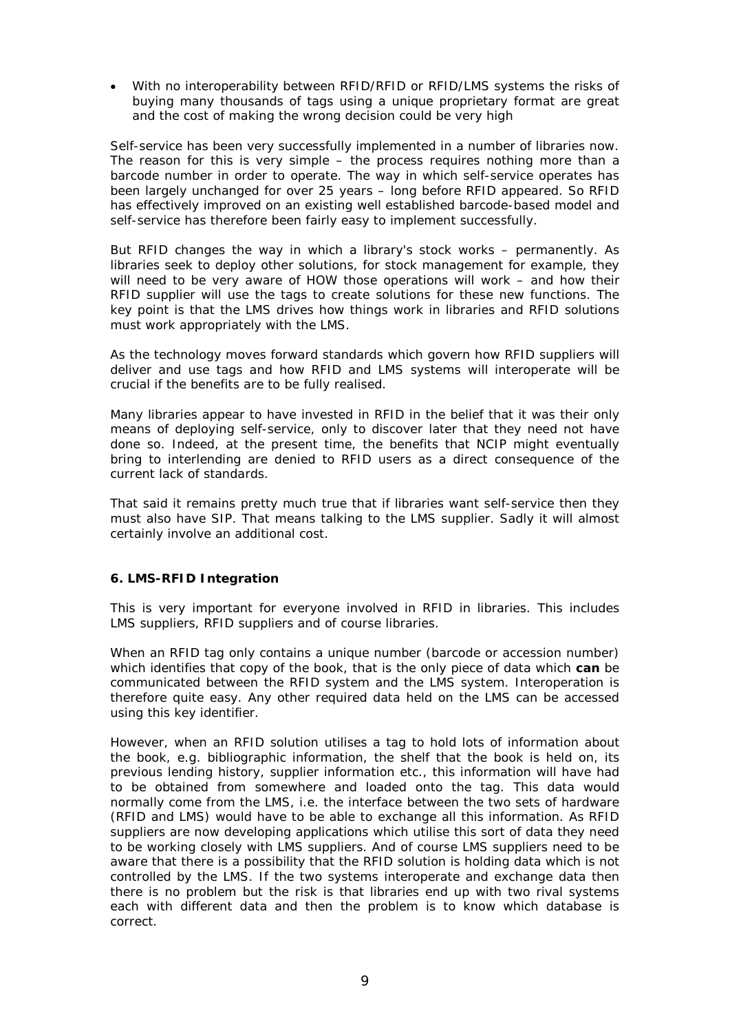- With no interoperability between RFID/RFID or RFID/LMS systems the risks of buying many thousands of tags using a unique proprietary format are great and the cost of making the wrong decision could be very high

Self-service has been very successfully implemented in a number of libraries now. The reason for this is very simple – the process requires nothing more than a barcode number in order to operate. The way in which self-service operates has been largely unchanged for over 25 years – long before RFID appeared. So RFID has effectively improved on an existing well established barcode-based model and self-service has therefore been fairly easy to implement successfully.

But RFID changes the way in which a library's stock works – permanently. As libraries seek to deploy other solutions, for stock management for example, they will need to be very aware of HOW those operations will work – and how their RFID supplier will use the tags to create solutions for these new functions. The key point is that the LMS drives how things work in libraries and RFID solutions must work appropriately with the LMS.

As the technology moves forward standards which govern how RFID suppliers will deliver and use tags and how RFID and LMS systems will interoperate will be crucial if the benefits are to be fully realised.

Many libraries appear to have invested in RFID in the belief that it was their only means of deploying self-service, only to discover later that they need not have done so. Indeed, at the present time, the benefits that NCIP might eventually bring to interlending are denied to RFID users as a direct consequence of the current lack of standards.

That said it remains pretty much true that if libraries want self-service then they must also have SIP. That means talking to the LMS supplier. Sadly it will almost certainly involve an additional cost.

### 6. LMS-RFID Integration

This is very important for everyone involved in RFID in libraries. This includes LMS suppliers, RFID suppliers and of course libraries.

When an RFID tag only contains a unique number (barcode or accession number) which identifies that copy of the book, that is the only piece of data which **can** be communicated between the RFID system and the LMS system. Interoperation is therefore quite easy. Any other required data held on the LMS can be accessed using this key identifier.

However, when an RFID solution utilises a tag to hold lots of information about the book, e.g. bibliographic information, the shelf that the book is held on, its previous lending history, supplier information etc., this information will have had to be obtained from somewhere and loaded onto the tag. This data would normally come from the LMS, i.e. the interface between the two sets of hardware (RFID and LMS) would have to be able to exchange all this information. As RFID suppliers are now developing applications which utilise this sort of data they need to be working closely with LMS suppliers. And of course LMS suppliers need to be aware that there is a possibility that the RFID solution is holding data which is not controlled by the LMS. If the two systems interoperate and exchange data then there is no problem but the risk is that libraries end up with two rival systems each with different data and then the problem is to know which database is correct.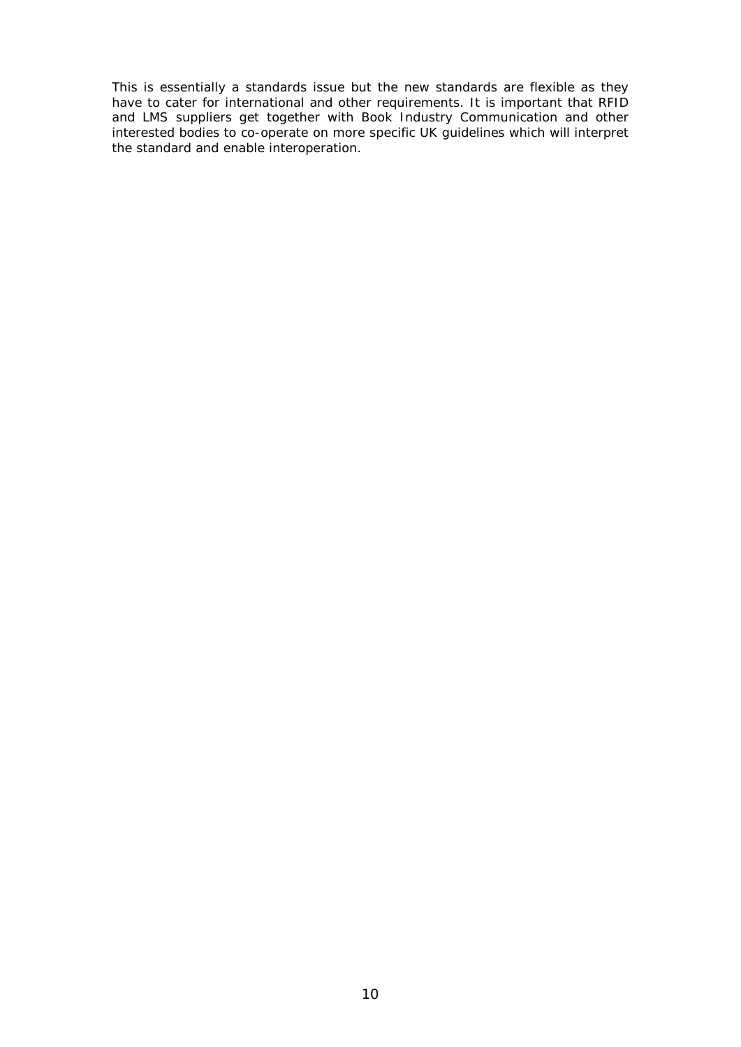This is essentially a standards issue but the new standards are flexible as they have to cater for international and other requirements. It is important that RFID and LMS suppliers get together with Book Industry Communication and other interested bodies to co-operate on more specific UK guidelines which will interpret the standard and enable interoperation.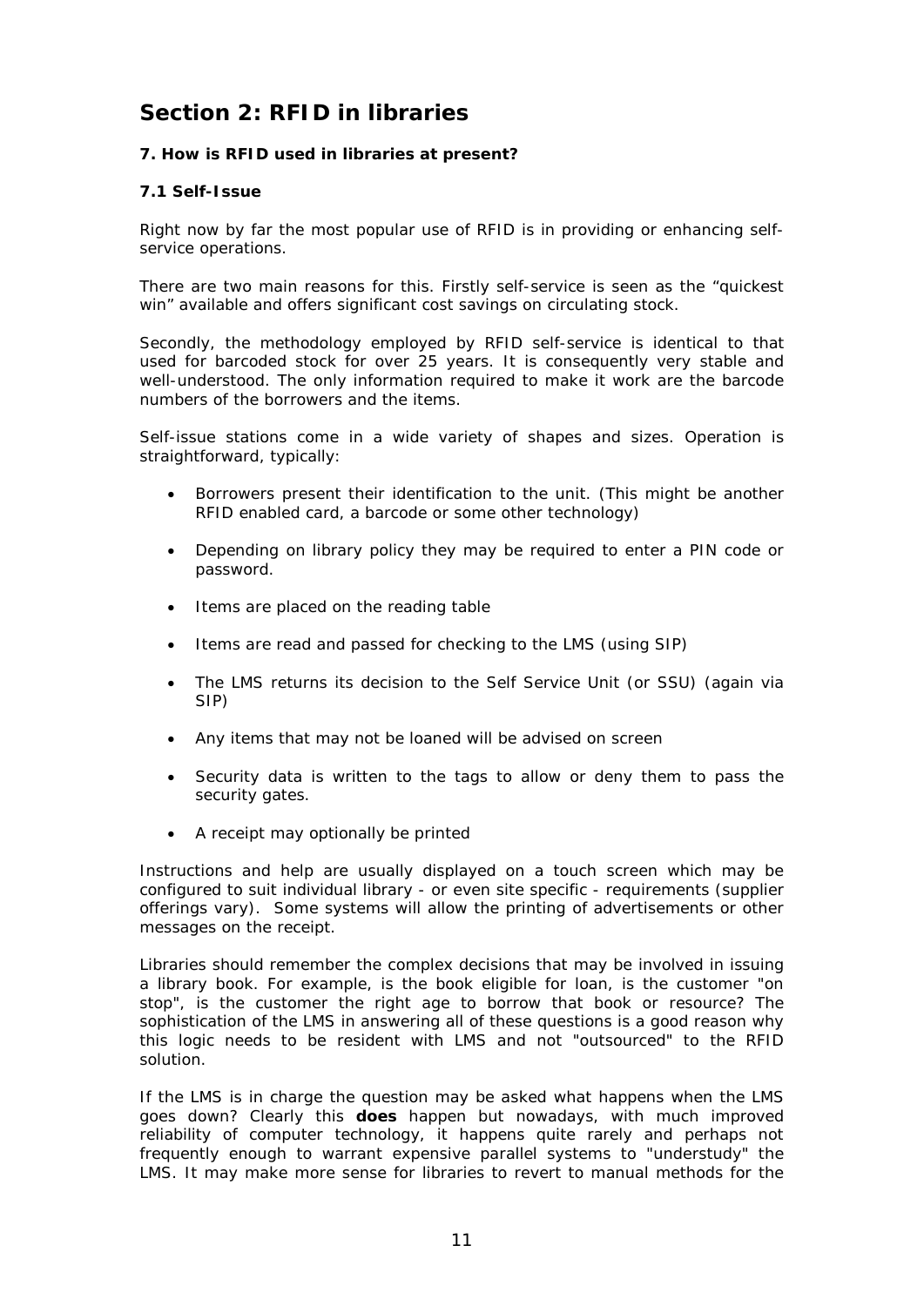# Section 2: RFID in libraries

**7. How is RFID used in libraries at present?**

**7.1 Self-Issue**

Right now by far the most popular use of RFID is in providing or enhancing self-service operations.

There are two main reasons for this. Firstly self-service is seen as the "quickest win" available and offers significant cost savings on circulating stock.

Secondly, the methodology employed by RFID self-service is identical to that used for barcoded stock for over 25 years. It is consequently very stable and well-understood. The only information required to make it work are the barcode numbers of the borrowers and the items.

Self-issue stations come in a wide variety of shapes and sizes. Operation is straightforward, typically:

- Borrowers present their identification to the unit. (This might be another RFID enabled card, a barcode or some other technology)
- Depending on library policy they may be required to enter a PIN code or password.
- Items are placed on the reading table
- Items are read and passed for checking to the LMS (using SIP)
- The LMS returns its decision to the Self Service Unit (or SSU) (again via SIP)
- Any items that may not be loaned will be advised on screen
- Security data is written to the tags to allow or deny them to pass the security gates.
- A receipt may optionally be printed

Instructions and help are usually displayed on a touch screen which may be configured to suit individual library - or even site specific - requirements (supplier offerings vary). Some systems will allow the printing of advertisements or other messages on the receipt.

Libraries should remember the complex decisions that may be involved in issuing a library book. For example, is the book eligible for loan, is the customer "on stop", is the customer the right age to borrow that book or resource? The sophistication of the LMS in answering all of these questions is a good reason why this logic needs to be resident with LMS and not "outsourced" to the RFID solution.

If the LMS is in charge the question may be asked what happens when the LMS goes down? Clearly this **does** happen but nowadays, with much improved reliability of computer technology, it happens quite rarely and perhaps not frequently enough to warrant expensive parallel systems to "understudy" the LMS. It may make more sense for libraries to revert to manual methods for the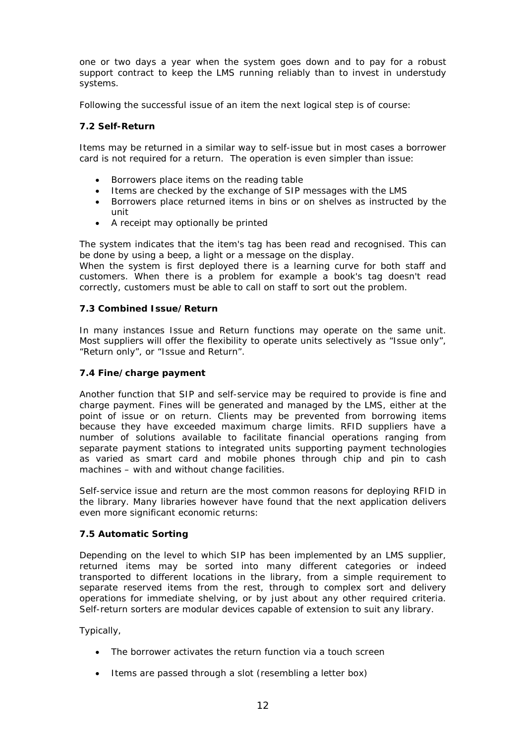one or two days a year when the system goes down and to pay for a robust support contract to keep the LMS running reliably than to invest in understudy systems.

Following the successful issue of an item the next logical step is of course:

### 7.2 Self-Return

Items may be returned in a similar way to self-issue but in most cases a borrower card is not required for a return. The operation is even simpler than issue:

- Borrowers place items on the reading table
- Items are checked by the exchange of SIP messages with the LMS
- Borrowers place returned items in bins or on shelves as instructed by the unit
- A receipt may optionally be printed

The system indicates that the item's tag has been read and recognised. This can be done by using a beep, a light or a message on the display.
When the system is first deployed there is a learning curve for both staff and customers. When there is a problem for example a book's tag doesn't read correctly, customers must be able to call on staff to sort out the problem.

### 7.3 Combined Issue/Return

In many instances Issue and Return functions may operate on the same unit. Most suppliers will offer the flexibility to operate units selectively as "Issue only", "Return only", or "Issue and Return".

### 7.4 Fine/charge payment

Another function that SIP and self-service may be required to provide is fine and charge payment. Fines will be generated and managed by the LMS, either at the point of issue or on return. Clients may be prevented from borrowing items because they have exceeded maximum charge limits. RFID suppliers have a number of solutions available to facilitate financial operations ranging from separate payment stations to integrated units supporting payment technologies as varied as smart card and mobile phones through chip and pin to cash machines – with and without change facilities.

Self-service issue and return are the most common reasons for deploying RFID in the library. Many libraries however have found that the next application delivers even more significant economic returns:

### 7.5 Automatic Sorting

Depending on the level to which SIP has been implemented by an LMS supplier, returned items may be sorted into many different categories or indeed transported to different locations in the library, from a simple requirement to separate reserved items from the rest, through to complex sort and delivery operations for immediate shelving, or by just about any other required criteria. Self-return sorters are modular devices capable of extension to suit any library.

Typically,

- The borrower activates the return function via a touch screen
- Items are passed through a slot (resembling a letter box)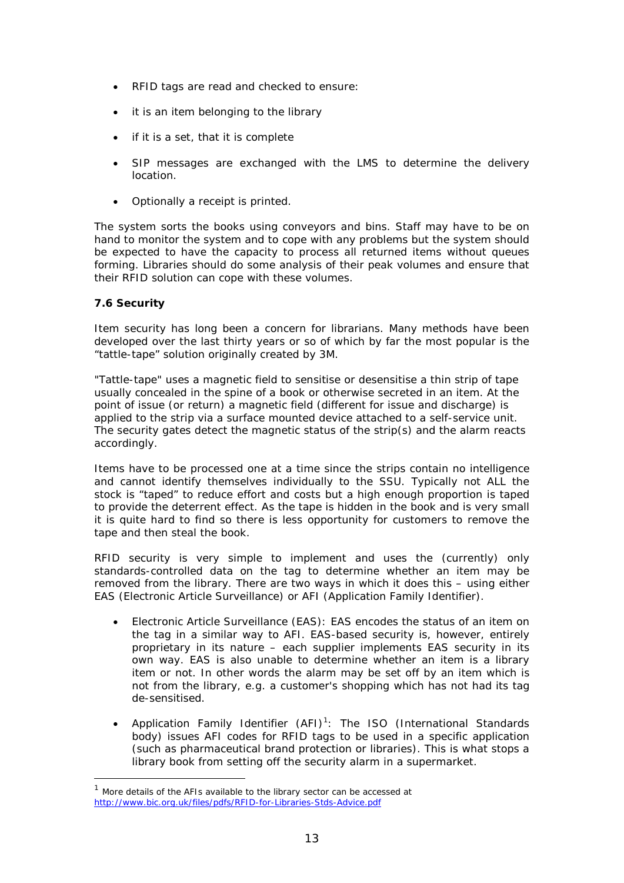- RFID tags are read and checked to ensure:
- it is an item belonging to the library
- if it is a set, that it is complete
- SIP messages are exchanged with the LMS to determine the delivery location.
- Optionally a receipt is printed.

The system sorts the books using conveyors and bins. Staff may have to be on hand to monitor the system and to cope with any problems but the system should be expected to have the capacity to process all returned items without queues forming. Libraries should do some analysis of their peak volumes and ensure that their RFID solution can cope with these volumes.

**7.6 Security**

Item security has long been a concern for librarians. Many methods have been developed over the last thirty years or so of which by far the most popular is the "tattle-tape" solution originally created by 3M.

"Tattle-tape" uses a magnetic field to sensitise or desensitise a thin strip of tape usually concealed in the spine of a book or otherwise secreted in an item. At the point of issue (or return) a magnetic field (different for issue and discharge) is applied to the strip via a surface mounted device attached to a self-service unit. The security gates detect the magnetic status of the strip(s) and the alarm reacts accordingly.

Items have to be processed one at a time since the strips contain no intelligence and cannot identify themselves individually to the SSU. Typically not ALL the stock is "taped" to reduce effort and costs but a high enough proportion is taped to provide the deterrent effect. As the tape is hidden in the book and is very small it is quite hard to find so there is less opportunity for customers to remove the tape and then steal the book.

RFID security is very simple to implement and uses the (currently) only standards-controlled data on the tag to determine whether an item may be removed from the library. There are two ways in which it does this – using either EAS (Electronic Article Surveillance) or AFI (Application Family Identifier).

- Electronic Article Surveillance (EAS): EAS encodes the status of an item on the tag in a similar way to AFI. EAS-based security is, however, entirely proprietary in its nature – each supplier implements EAS security in its own way. EAS is also unable to determine whether an item is a library item or not. In other words the alarm may be set off by an item which is not from the library, e.g. a customer's shopping which has not had its tag de-sensitised.
- Application Family Identifier (AFI)[1]: The ISO (International Standards body) issues AFI codes for RFID tags to be used in a specific application (such as pharmaceutical brand protection or libraries). This is what stops a library book from setting off the security alarm in a supermarket.

[1] More details of the AFIs available to the library sector can be accessed at http://www.bic.org.uk/files/pdfs/RFID-for-Libraries-Stds-Advice.pdf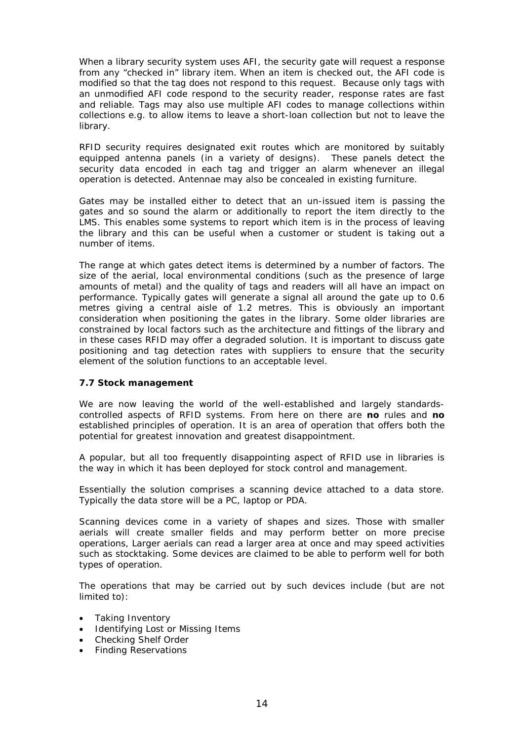When a library security system uses AFI, the security gate will request a response from any "checked in" library item. When an item is checked out, the AFI code is modified so that the tag does not respond to this request. Because only tags with an unmodified AFI code respond to the security reader, response rates are fast and reliable. Tags may also use multiple AFI codes to manage collections within collections e.g. to allow items to leave a short-loan collection but not to leave the library.

RFID security requires designated exit routes which are monitored by suitably equipped antenna panels (in a variety of designs). These panels detect the security data encoded in each tag and trigger an alarm whenever an illegal operation is detected. Antennae may also be concealed in existing furniture.

Gates may be installed either to detect that an un-issued item is passing the gates and so sound the alarm or additionally to report the item directly to the LMS. This enables some systems to report which item is in the process of leaving the library and this can be useful when a customer or student is taking out a number of items.

The range at which gates detect items is determined by a number of factors. The size of the aerial, local environmental conditions (such as the presence of large amounts of metal) and the quality of tags and readers will all have an impact on performance. Typically gates will generate a signal all around the gate up to 0.6 metres giving a central aisle of 1.2 metres. This is obviously an important consideration when positioning the gates in the library. Some older libraries are constrained by local factors such as the architecture and fittings of the library and in these cases RFID may offer a degraded solution. It is important to discuss gate positioning and tag detection rates with suppliers to ensure that the security element of the solution functions to an acceptable level.

### 7.7 Stock management

We are now leaving the world of the well-established and largely standards-controlled aspects of RFID systems. From here on there are **no** rules and **no** established principles of operation. It is an area of operation that offers both the potential for greatest innovation and greatest disappointment.

A popular, but all too frequently disappointing aspect of RFID use in libraries is the way in which it has been deployed for stock control and management.

Essentially the solution comprises a scanning device attached to a data store. Typically the data store will be a PC, laptop or PDA.

Scanning devices come in a variety of shapes and sizes. Those with smaller aerials will create smaller fields and may perform better on more precise operations, Larger aerials can read a larger area at once and may speed activities such as stocktaking. Some devices are claimed to be able to perform well for both types of operation.

The operations that may be carried out by such devices include (but are not limited to):

- Taking Inventory
- Identifying Lost or Missing Items
- Checking Shelf Order
- Finding Reservations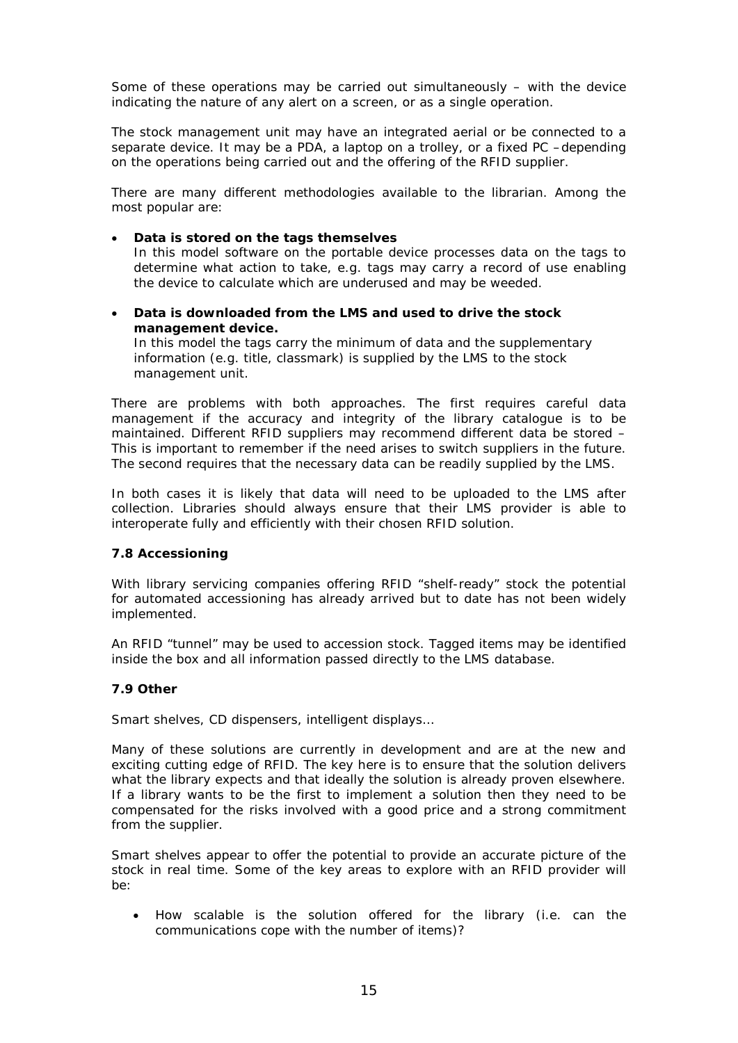Some of these operations may be carried out simultaneously – with the device indicating the nature of any alert on a screen, or as a single operation.

The stock management unit may have an integrated aerial or be connected to a separate device. It may be a PDA, a laptop on a trolley, or a fixed PC – depending on the operations being carried out and the offering of the RFID supplier.

There are many different methodologies available to the librarian. Among the most popular are:

- **Data is stored on the tags themselves**
  In this model software on the portable device processes data on the tags to determine what action to take, e.g. tags may carry a record of use enabling the device to calculate which are underused and may be weeded.

- **Data is downloaded from the LMS and used to drive the stock management device.**
  In this model the tags carry the minimum of data and the supplementary information (e.g. title, classmark) is supplied by the LMS to the stock management unit.

There are problems with both approaches. The first requires careful data management if the accuracy and integrity of the library catalogue is to be maintained. Different RFID suppliers may recommend different data be stored – This is important to remember if the need arises to switch suppliers in the future. The second requires that the necessary data can be readily supplied by the LMS.

In both cases it is likely that data will need to be uploaded to the LMS after collection. Libraries should always ensure that their LMS provider is able to interoperate fully and efficiently with their chosen RFID solution.

### 7.8 Accessioning

With library servicing companies offering RFID "shelf-ready" stock the potential for automated accessioning has already arrived but to date has not been widely implemented.

An RFID "tunnel" may be used to accession stock. Tagged items may be identified inside the box and all information passed directly to the LMS database.

### 7.9 Other

Smart shelves, CD dispensers, intelligent displays…

Many of these solutions are currently in development and are at the new and exciting cutting edge of RFID. The key here is to ensure that the solution delivers what the library expects and that ideally the solution is already proven elsewhere. If a library wants to be the first to implement a solution then they need to be compensated for the risks involved with a good price and a strong commitment from the supplier.

Smart shelves appear to offer the potential to provide an accurate picture of the stock in real time. Some of the key areas to explore with an RFID provider will be:

- How scalable is the solution offered for the library (i.e. can the communications cope with the number of items)?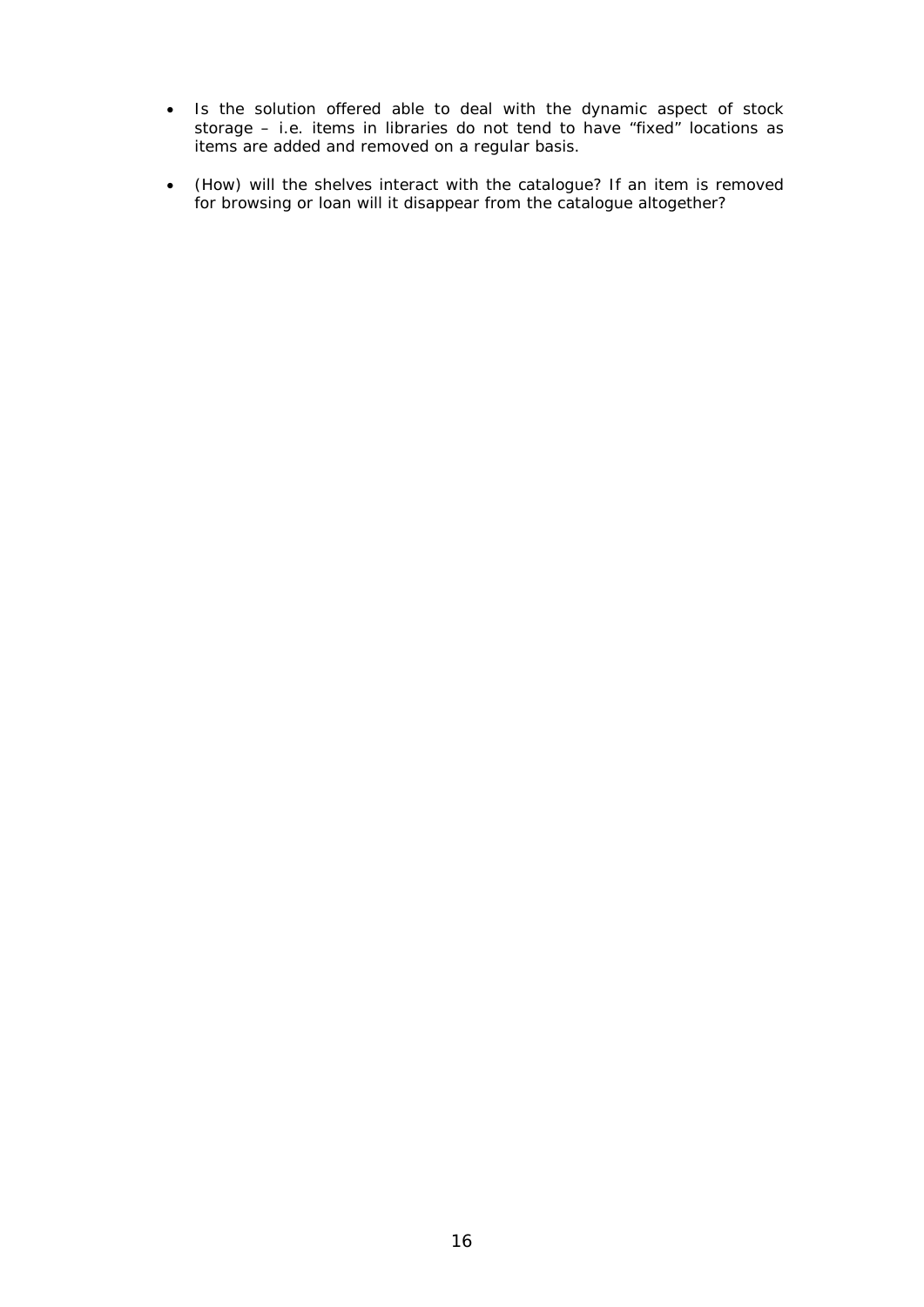- Is the solution offered able to deal with the dynamic aspect of stock storage – i.e. items in libraries do not tend to have "fixed" locations as items are added and removed on a regular basis.

- (How) will the shelves interact with the catalogue? If an item is removed for browsing or loan will it disappear from the catalogue altogether?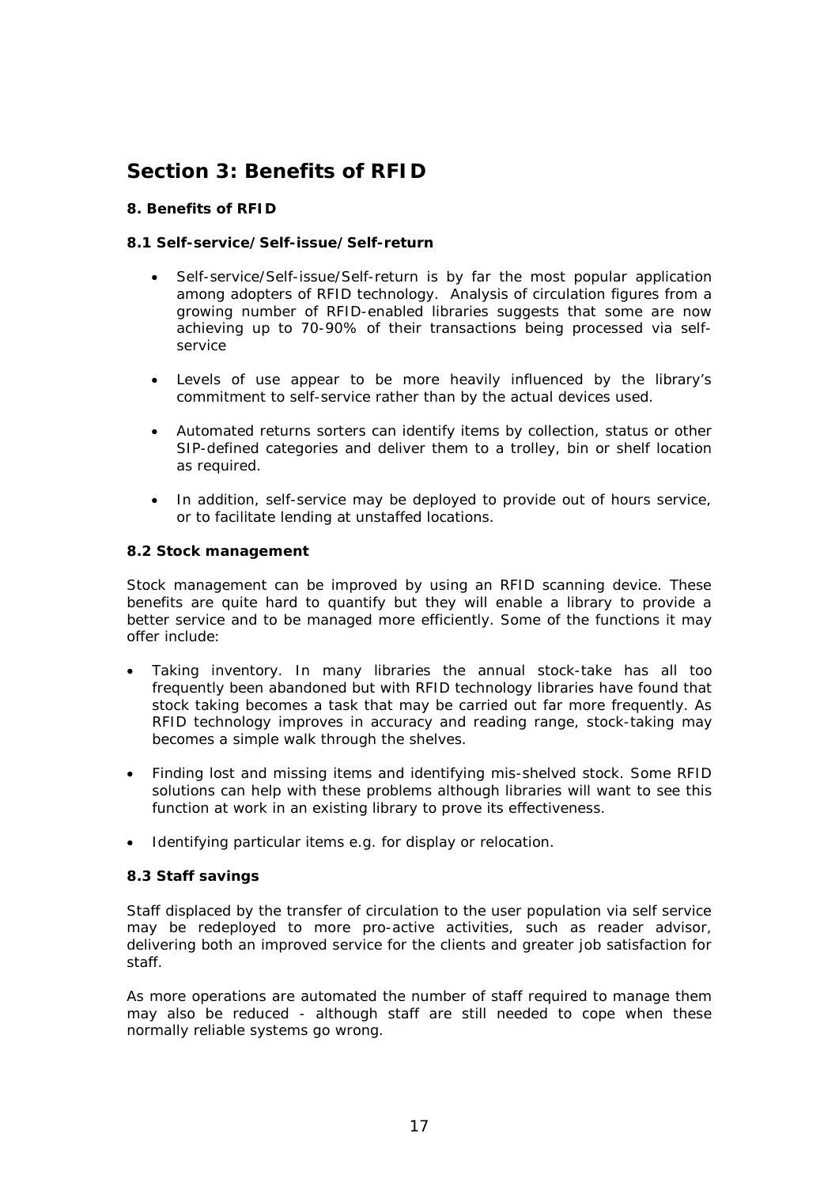# Section 3: Benefits of RFID

### 8. Benefits of RFID

### 8.1 Self-service/Self-issue/Self-return

- Self-service/Self-issue/Self-return is by far the most popular application among adopters of RFID technology. Analysis of circulation figures from a growing number of RFID-enabled libraries suggests that some are now achieving up to 70-90% of their transactions being processed via self-service

- Levels of use appear to be more heavily influenced by the library's commitment to self-service rather than by the actual devices used.

- Automated returns sorters can identify items by collection, status or other SIP-defined categories and deliver them to a trolley, bin or shelf location as required.

- In addition, self-service may be deployed to provide out of hours service, or to facilitate lending at unstaffed locations.

### 8.2 Stock management

Stock management can be improved by using an RFID scanning device. These benefits are quite hard to quantify but they will enable a library to provide a better service and to be managed more efficiently. Some of the functions it may offer include:

- Taking inventory. In many libraries the annual stock-take has all too frequently been abandoned but with RFID technology libraries have found that stock taking becomes a task that may be carried out far more frequently. As RFID technology improves in accuracy and reading range, stock-taking may becomes a simple walk through the shelves.

- Finding lost and missing items and identifying mis-shelved stock. Some RFID solutions can help with these problems although libraries will want to see this function at work in an existing library to prove its effectiveness.

- Identifying particular items e.g. for display or relocation.

### 8.3 Staff savings

Staff displaced by the transfer of circulation to the user population via self service may be redeployed to more pro-active activities, such as reader advisor, delivering both an improved service for the clients and greater job satisfaction for staff.

As more operations are automated the number of staff required to manage them may also be reduced - although staff are still needed to cope when these normally reliable systems go wrong.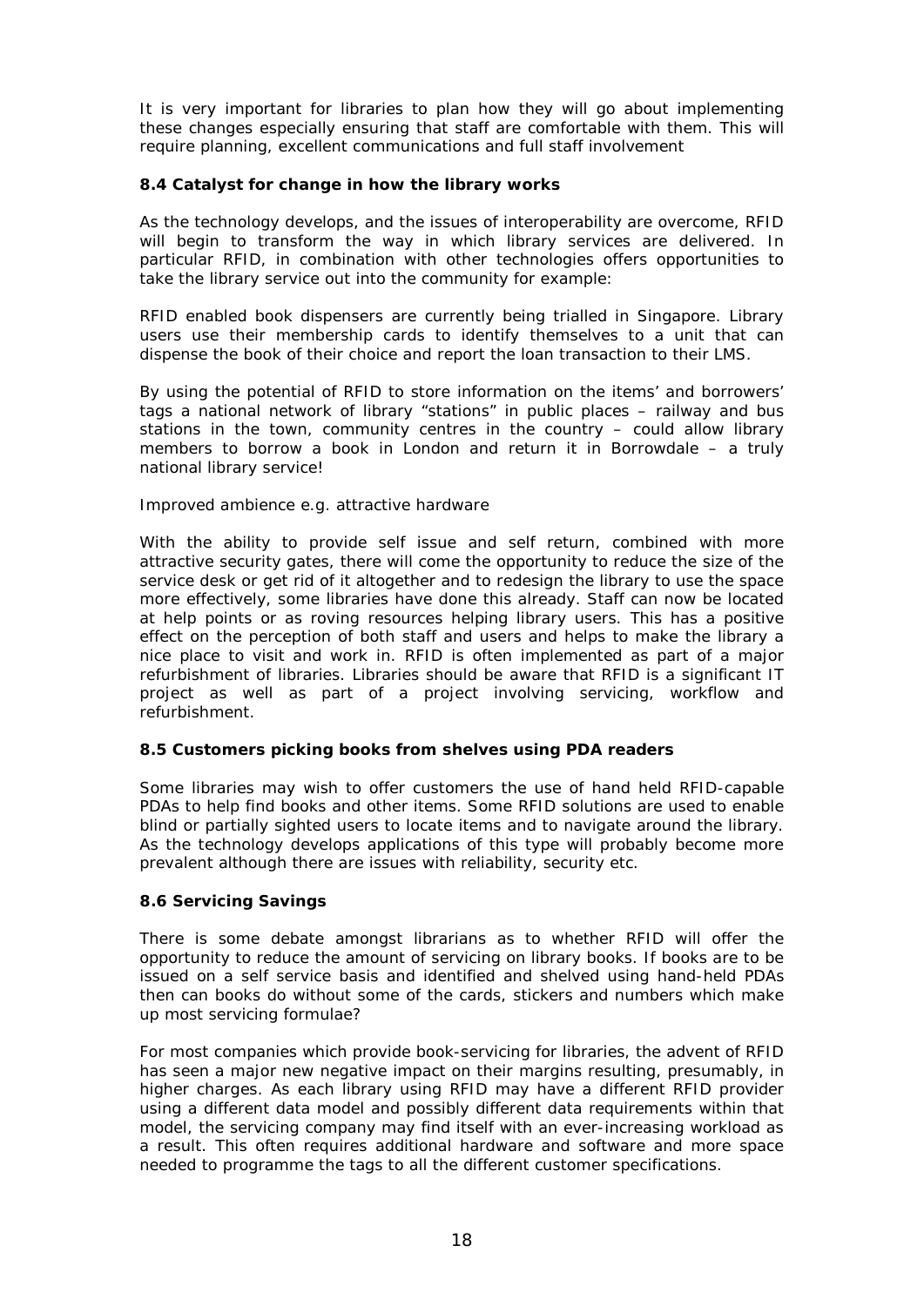It is very important for libraries to plan how they will go about implementing these changes especially ensuring that staff are comfortable with them. This will require planning, excellent communications and full staff involvement

### 8.4 Catalyst for change in how the library works

As the technology develops, and the issues of interoperability are overcome, RFID will begin to transform the way in which library services are delivered. In particular RFID, in combination with other technologies offers opportunities to take the library service out into the community for example:

RFID enabled book dispensers are currently being trialled in Singapore. Library users use their membership cards to identify themselves to a unit that can dispense the book of their choice and report the loan transaction to their LMS.

By using the potential of RFID to store information on the items' and borrowers' tags a national network of library "stations" in public places – railway and bus stations in the town, community centres in the country – could allow library members to borrow a book in London and return it in Borrowdale – a truly national library service!

Improved ambience e.g. attractive hardware

With the ability to provide self issue and self return, combined with more attractive security gates, there will come the opportunity to reduce the size of the service desk or get rid of it altogether and to redesign the library to use the space more effectively, some libraries have done this already. Staff can now be located at help points or as roving resources helping library users. This has a positive effect on the perception of both staff and users and helps to make the library a nice place to visit and work in. RFID is often implemented as part of a major refurbishment of libraries. Libraries should be aware that RFID is a significant IT project as well as part of a project involving servicing, workflow and refurbishment.

### 8.5 Customers picking books from shelves using PDA readers

Some libraries may wish to offer customers the use of hand held RFID-capable PDAs to help find books and other items. Some RFID solutions are used to enable blind or partially sighted users to locate items and to navigate around the library. As the technology develops applications of this type will probably become more prevalent although there are issues with reliability, security etc.

### 8.6 Servicing Savings

There is some debate amongst librarians as to whether RFID will offer the opportunity to reduce the amount of servicing on library books. If books are to be issued on a self service basis and identified and shelved using hand-held PDAs then can books do without some of the cards, stickers and numbers which make up most servicing formulae?

For most companies which provide book-servicing for libraries, the advent of RFID has seen a major new negative impact on their margins resulting, presumably, in higher charges. As each library using RFID may have a different RFID provider using a different data model and possibly different data requirements within that model, the servicing company may find itself with an ever-increasing workload as a result. This often requires additional hardware and software and more space needed to programme the tags to all the different customer specifications.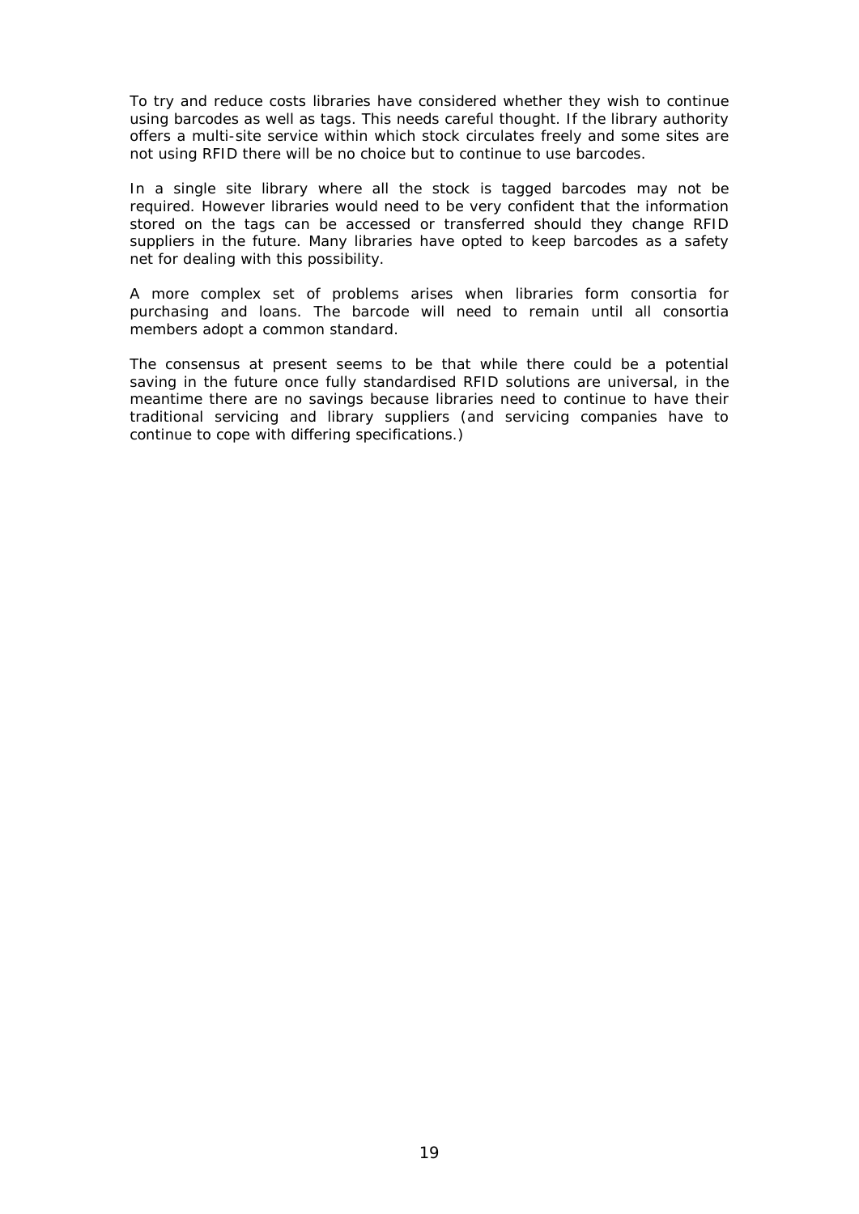To try and reduce costs libraries have considered whether they wish to continue using barcodes as well as tags. This needs careful thought. If the library authority offers a multi-site service within which stock circulates freely and some sites are not using RFID there will be no choice but to continue to use barcodes.

In a single site library where all the stock is tagged barcodes may not be required. However libraries would need to be very confident that the information stored on the tags can be accessed or transferred should they change RFID suppliers in the future. Many libraries have opted to keep barcodes as a safety net for dealing with this possibility.

A more complex set of problems arises when libraries form consortia for purchasing and loans. The barcode will need to remain until all consortia members adopt a common standard.

The consensus at present seems to be that while there could be a potential saving in the future once fully standardised RFID solutions are universal, in the meantime there are no savings because libraries need to continue to have their traditional servicing and library suppliers (and servicing companies have to continue to cope with differing specifications.)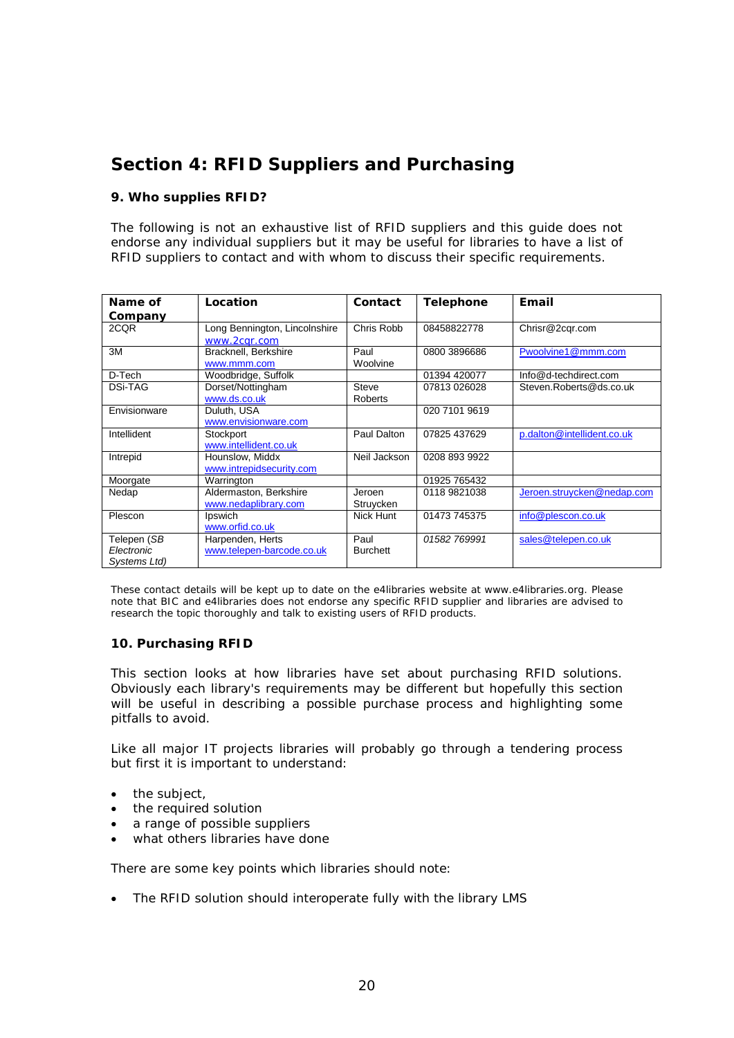# Section 4: RFID Suppliers and Purchasing

### 9. Who supplies RFID?

The following is not an exhaustive list of RFID suppliers and this guide does not endorse any individual suppliers but it may be useful for libraries to have a list of RFID suppliers to contact and with whom to discuss their specific requirements.

| Name of Company | Location | Contact | Telephone | Email |
|---|---|---|---|---|
| 2CQR | Long Bennington, Lincolnshire www.2cqr.com | Chris Robb | 08458822778 | Chrisr@2cqr.com |
| 3M | Bracknell, Berkshire www.mmm.com | Paul Woolvine | 0800 3896686 | Pwoolvine1@mmm.com |
| D-Tech | Woodbridge, Suffolk | | 01394 420077 | Info@d-techdirect.com |
| DSi-TAG | Dorset/Nottingham www.ds.co.uk | Steve Roberts | 07813 026028 | Steven.Roberts@ds.co.uk |
| Envisionware | Duluth, USA www.envisionware.com | | 020 7101 9619 | |
| Intellident | Stockport www.intellident.co.uk | Paul Dalton | 07825 437629 | p.dalton@intellident.co.uk |
| Intrepid | Hounslow, Middx www.intrepidsecurity.com | Neil Jackson | 0208 893 9922 | |
| Moorgate | Warrington | | 01925 765432 | |
| Nedap | Aldermaston, Berkshire www.nedaplibrary.com | Jeroen Struycken | 0118 9821038 | Jeroen.struycken@nedap.com |
| Plescon | Ipswich www.orfid.co.uk | Nick Hunt | 01473 745375 | info@plescon.co.uk |
| Telepen (*SB Electronic Systems Ltd*) | Harpenden, Herts www.telepen-barcode.co.uk | Paul Burchett | *01582 769991* | sales@telepen.co.uk |

These contact details will be kept up to date on the e4libraries website at www.e4libraries.org. Please note that BIC and e4libraries does not endorse any specific RFID supplier and libraries are advised to research the topic thoroughly and talk to existing users of RFID products.

### 10. Purchasing RFID

This section looks at how libraries have set about purchasing RFID solutions. Obviously each library's requirements may be different but hopefully this section will be useful in describing a possible purchase process and highlighting some pitfalls to avoid.

Like all major IT projects libraries will probably go through a tendering process but first it is important to understand:

- the subject,
- the required solution
- a range of possible suppliers
- what others libraries have done

There are some key points which libraries should note:

- The RFID solution should interoperate fully with the library LMS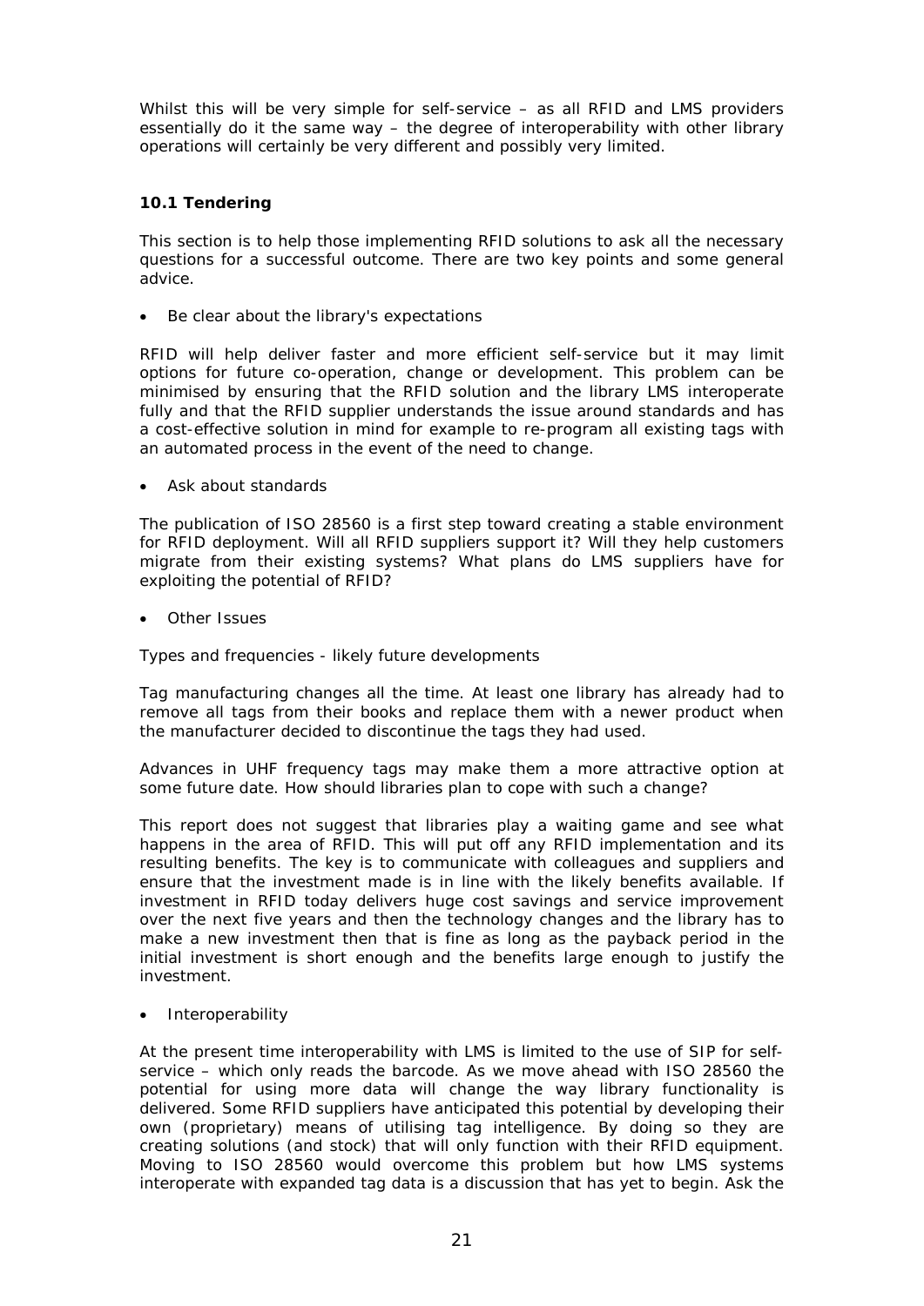Whilst this will be very simple for self-service – as all RFID and LMS providers essentially do it the same way – the degree of interoperability with other library operations will certainly be very different and possibly very limited.

### 10.1 Tendering

This section is to help those implementing RFID solutions to ask all the necessary questions for a successful outcome. There are two key points and some general advice.

- Be clear about the library's expectations

RFID will help deliver faster and more efficient self-service but it may limit options for future co-operation, change or development. This problem can be minimised by ensuring that the RFID solution and the library LMS interoperate fully and that the RFID supplier understands the issue around standards and has a cost-effective solution in mind for example to re-program all existing tags with an automated process in the event of the need to change.

- Ask about standards

The publication of ISO 28560 is a first step toward creating a stable environment for RFID deployment. Will all RFID suppliers support it? Will they help customers migrate from their existing systems? What plans do LMS suppliers have for exploiting the potential of RFID?

- Other Issues

Types and frequencies - likely future developments

Tag manufacturing changes all the time. At least one library has already had to remove all tags from their books and replace them with a newer product when the manufacturer decided to discontinue the tags they had used.

Advances in UHF frequency tags may make them a more attractive option at some future date. How should libraries plan to cope with such a change?

This report does not suggest that libraries play a waiting game and see what happens in the area of RFID. This will put off any RFID implementation and its resulting benefits. The key is to communicate with colleagues and suppliers and ensure that the investment made is in line with the likely benefits available. If investment in RFID today delivers huge cost savings and service improvement over the next five years and then the technology changes and the library has to make a new investment then that is fine as long as the payback period in the initial investment is short enough and the benefits large enough to justify the investment.

- Interoperability

At the present time interoperability with LMS is limited to the use of SIP for self-service – which only reads the barcode. As we move ahead with ISO 28560 the potential for using more data will change the way library functionality is delivered. Some RFID suppliers have anticipated this potential by developing their own (proprietary) means of utilising tag intelligence. By doing so they are creating solutions (and stock) that will only function with their RFID equipment. Moving to ISO 28560 would overcome this problem but how LMS systems interoperate with expanded tag data is a discussion that has yet to begin. Ask the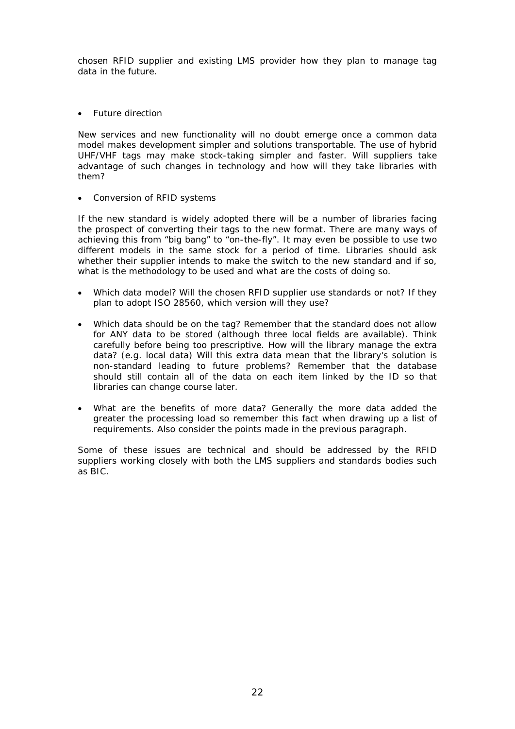chosen RFID supplier and existing LMS provider how they plan to manage tag data in the future.

- Future direction

New services and new functionality will no doubt emerge once a common data model makes development simpler and solutions transportable. The use of hybrid UHF/VHF tags may make stock-taking simpler and faster. Will suppliers take advantage of such changes in technology and how will they take libraries with them?

- Conversion of RFID systems

If the new standard is widely adopted there will be a number of libraries facing the prospect of converting their tags to the new format. There are many ways of achieving this from "big bang" to "on-the-fly". It may even be possible to use two different models in the same stock for a period of time. Libraries should ask whether their supplier intends to make the switch to the new standard and if so, what is the methodology to be used and what are the costs of doing so.

- Which data model? Will the chosen RFID supplier use standards or not? If they plan to adopt ISO 28560, which version will they use?

- Which data should be on the tag? Remember that the standard does not allow for ANY data to be stored (although three local fields are available). Think carefully before being too prescriptive. How will the library manage the extra data? (e.g. local data) Will this extra data mean that the library's solution is non-standard leading to future problems? Remember that the database should still contain all of the data on each item linked by the ID so that libraries can change course later.

- What are the benefits of more data? Generally the more data added the greater the processing load so remember this fact when drawing up a list of requirements. Also consider the points made in the previous paragraph.

Some of these issues are technical and should be addressed by the RFID suppliers working closely with both the LMS suppliers and standards bodies such as BIC.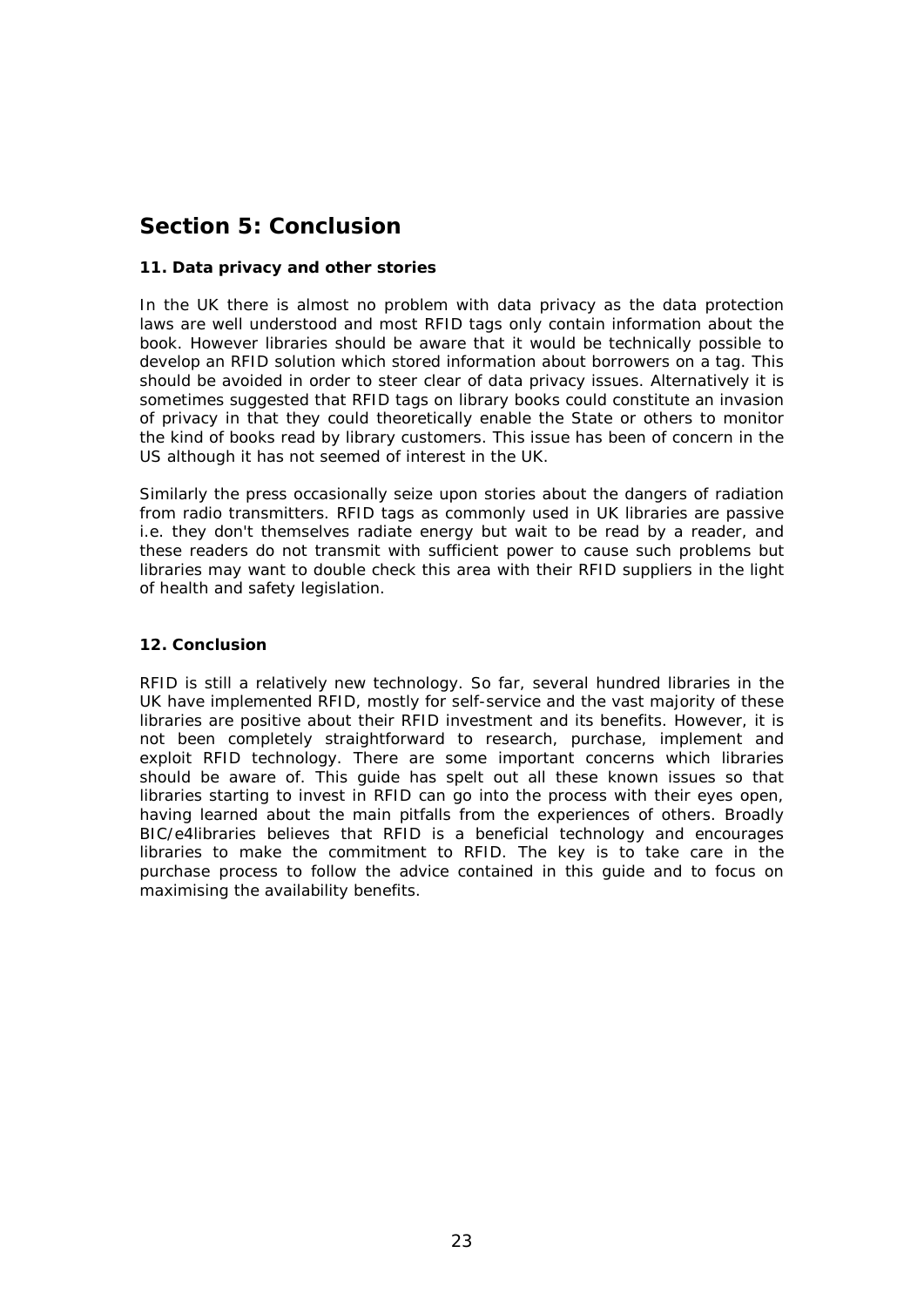# Section 5: Conclusion

### 11. Data privacy and other stories

In the UK there is almost no problem with data privacy as the data protection laws are well understood and most RFID tags only contain information about the book. However libraries should be aware that it would be technically possible to develop an RFID solution which stored information about borrowers on a tag. This should be avoided in order to steer clear of data privacy issues. Alternatively it is sometimes suggested that RFID tags on library books could constitute an invasion of privacy in that they could theoretically enable the State or others to monitor the kind of books read by library customers. This issue has been of concern in the US although it has not seemed of interest in the UK.

Similarly the press occasionally seize upon stories about the dangers of radiation from radio transmitters. RFID tags as commonly used in UK libraries are passive i.e. they don't themselves radiate energy but wait to be read by a reader, and these readers do not transmit with sufficient power to cause such problems but libraries may want to double check this area with their RFID suppliers in the light of health and safety legislation.

### 12. Conclusion

RFID is still a relatively new technology. So far, several hundred libraries in the UK have implemented RFID, mostly for self-service and the vast majority of these libraries are positive about their RFID investment and its benefits. However, it is not been completely straightforward to research, purchase, implement and exploit RFID technology. There are some important concerns which libraries should be aware of. This guide has spelt out all these known issues so that libraries starting to invest in RFID can go into the process with their eyes open, having learned about the main pitfalls from the experiences of others. Broadly BIC/e4libraries believes that RFID is a beneficial technology and encourages libraries to make the commitment to RFID. The key is to take care in the purchase process to follow the advice contained in this guide and to focus on maximising the availability benefits.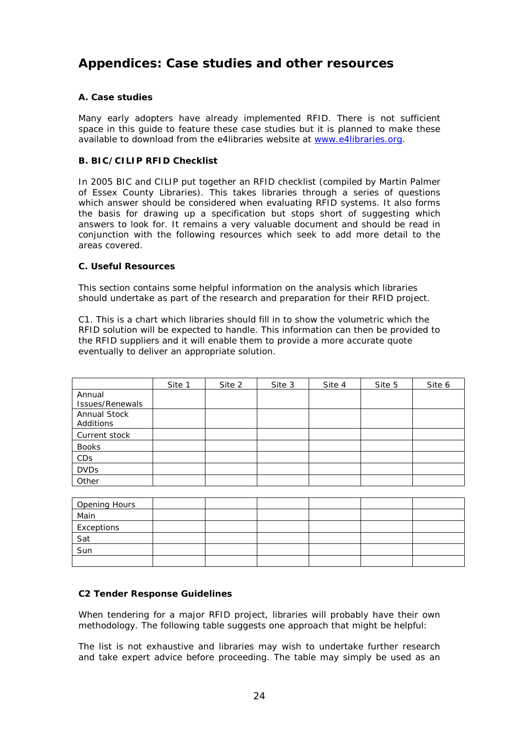# Appendices: Case studies and other resources

### A. Case studies

Many early adopters have already implemented RFID. There is not sufficient space in this guide to feature these case studies but it is planned to make these available to download from the e4libraries website at www.e4libraries.org.

### B. BIC/CILIP RFID Checklist

In 2005 BIC and CILIP put together an RFID checklist (compiled by Martin Palmer of Essex County Libraries). This takes libraries through a series of questions which answer should be considered when evaluating RFID systems. It also forms the basis for drawing up a specification but stops short of suggesting which answers to look for. It remains a very valuable document and should be read in conjunction with the following resources which seek to add more detail to the areas covered.

### C. Useful Resources

This section contains some helpful information on the analysis which libraries should undertake as part of the research and preparation for their RFID project.

C1. This is a chart which libraries should fill in to show the volumetric which the RFID solution will be expected to handle. This information can then be provided to the RFID suppliers and it will enable them to provide a more accurate quote eventually to deliver an appropriate solution.

| | Site 1 | Site 2 | Site 3 | Site 4 | Site 5 | Site 6 |
|---|---|---|---|---|---|---|
| Annual Issues/Renewals | | | | | | |
| Annual Stock Additions | | | | | | |
| Current stock | | | | | | |
| Books | | | | | | |
| CDs | | | | | | |
| DVDs | | | | | | |
| Other | | | | | | |

| Opening Hours | | | | | | |
|---|---|---|---|---|---|---|
| Main | | | | | | |
| Exceptions | | | | | | |
| Sat | | | | | | |
| Sun | | | | | | |
| | | | | | | |

### C2 Tender Response Guidelines

When tendering for a major RFID project, libraries will probably have their own methodology. The following table suggests one approach that might be helpful:

The list is not exhaustive and libraries may wish to undertake further research and take expert advice before proceeding. The table may simply be used as an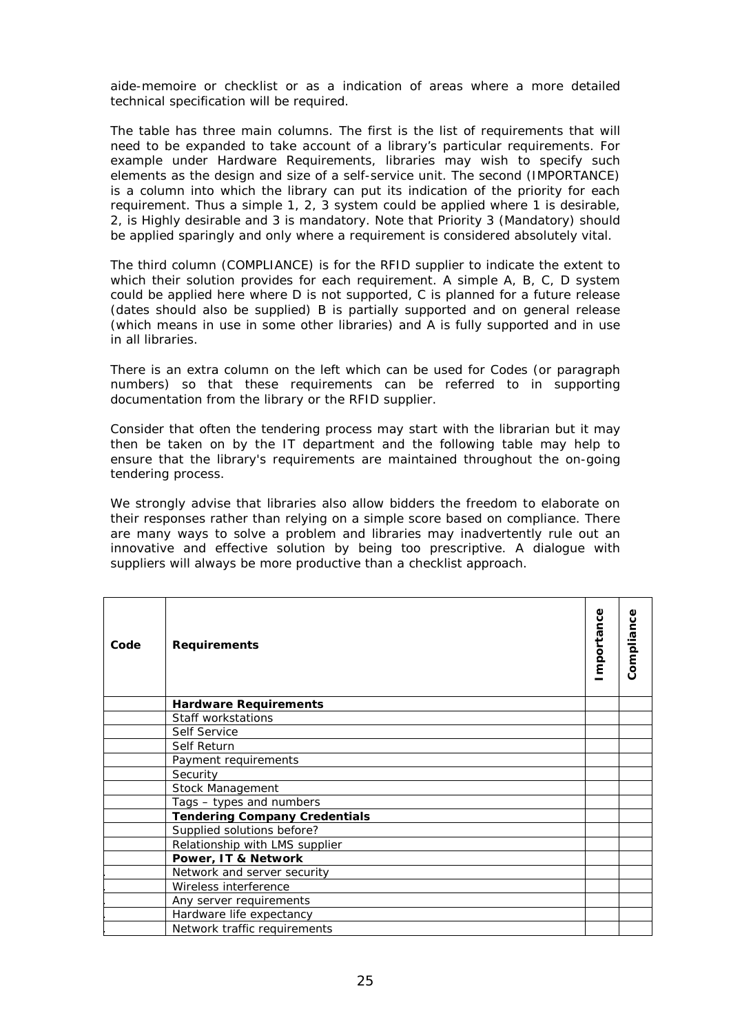aide-memoire or checklist or as a indication of areas where a more detailed technical specification will be required.

The table has three main columns. The first is the list of requirements that will need to be expanded to take account of a library's particular requirements. For example under Hardware Requirements, libraries may wish to specify such elements as the design and size of a self-service unit. The second (IMPORTANCE) is a column into which the library can put its indication of the priority for each requirement. Thus a simple 1, 2, 3 system could be applied where 1 is desirable, 2, is Highly desirable and 3 is mandatory. Note that Priority 3 (Mandatory) should be applied sparingly and only where a requirement is considered absolutely vital.

The third column (COMPLIANCE) is for the RFID supplier to indicate the extent to which their solution provides for each requirement. A simple A, B, C, D system could be applied here where D is not supported, C is planned for a future release (dates should also be supplied) B is partially supported and on general release (which means in use in some other libraries) and A is fully supported and in use in all libraries.

There is an extra column on the left which can be used for Codes (or paragraph numbers) so that these requirements can be referred to in supporting documentation from the library or the RFID supplier.

Consider that often the tendering process may start with the librarian but it may then be taken on by the IT department and the following table may help to ensure that the library's requirements are maintained throughout the on-going tendering process.

We strongly advise that libraries also allow bidders the freedom to elaborate on their responses rather than relying on a simple score based on compliance. There are many ways to solve a problem and libraries may inadvertently rule out an innovative and effective solution by being too prescriptive. A dialogue with suppliers will always be more productive than a checklist approach.

| Code | Requirements | Importance | Compliance |
|---|---|---|---|
| | **Hardware Requirements** | | |
| | Staff workstations | | |
| | Self Service | | |
| | Self Return | | |
| | Payment requirements | | |
| | Security | | |
| | Stock Management | | |
| | Tags – types and numbers | | |
| | **Tendering Company Credentials** | | |
| | Supplied solutions before? | | |
| | Relationship with LMS supplier | | |
| | **Power, IT & Network** | | |
| | Network and server security | | |
| | Wireless interference | | |
| | Any server requirements | | |
| | Hardware life expectancy | | |
| | Network traffic requirements | | |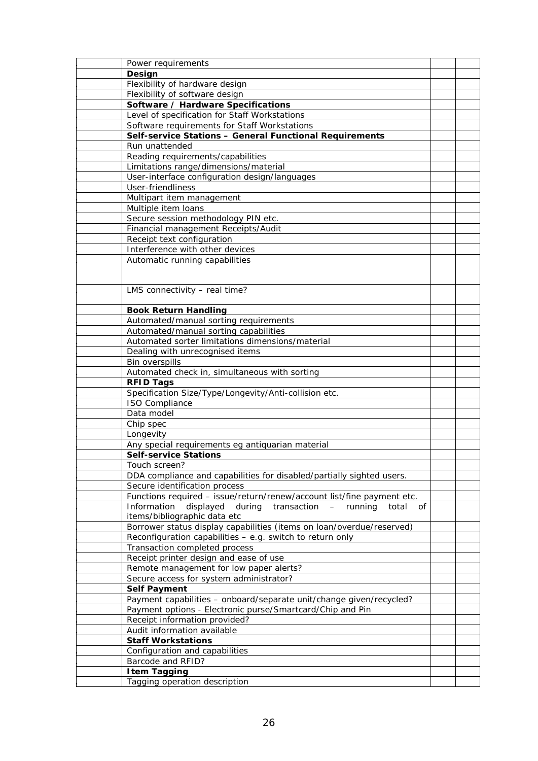| | | | |
|---|---|---|---|
| . | Power requirements | | |
| | **Design** | | |
| . | Flexibility of hardware design | | |
| . | Flexibility of software design | | |
| | **Software / Hardware Specifications** | | |
| . | Level of specification for Staff Workstations | | |
| . | Software requirements for Staff Workstations | | |
| | **Self-service Stations – General Functional Requirements** | | |
| . | Run unattended | | |
| . | Reading requirements/capabilities | | |
| . | Limitations range/dimensions/material | | |
| . | User-interface configuration design/languages | | |
| . | User-friendliness | | |
| . | Multipart item management | | |
| . | Multiple item loans | | |
| . | Secure session methodology PIN etc. | | |
| . | Financial management Receipts/Audit | | |
| . | Receipt text configuration | | |
| . | Interference with other devices | | |
| . | Automatic running capabilities | | |
| . | LMS connectivity – real time? | | |
| | **Book Return Handling** | | |
| . | Automated/manual sorting requirements | | |
| . | Automated/manual sorting capabilities | | |
| . | Automated sorter limitations dimensions/material | | |
| . | Dealing with unrecognised items | | |
| . | Bin overspills | | |
| . | Automated check in, simultaneous with sorting | | |
| | **RFID Tags** | | |
| . | Specification Size/Type/Longevity/Anti-collision etc. | | |
| . | ISO Compliance | | |
| . | Data model | | |
| . | Chip spec | | |
| . | Longevity | | |
| . | Any special requirements eg antiquarian material | | |
| | **Self-service Stations** | | |
| . | Touch screen? | | |
| . | DDA compliance and capabilities for disabled/partially sighted users. | | |
| . | Secure identification process | | |
| . | Functions required – issue/return/renew/account list/fine payment etc. | | |
| . | Information displayed during transaction – running total of items/bibliographic data etc | | |
| . | Borrower status display capabilities (items on loan/overdue/reserved) | | |
| . | Reconfiguration capabilities – e.g. switch to return only | | |
| . | Transaction completed process | | |
| . | Receipt printer design and ease of use | | |
| . | Remote management for low paper alerts? | | |
| . | Secure access for system administrator? | | |
| | **Self Payment** | | |
| . | Payment capabilities – onboard/separate unit/change given/recycled? | | |
| . | Payment options - Electronic purse/Smartcard/Chip and Pin | | |
| . | Receipt information provided? | | |
| . | Audit information available | | |
| | **Staff Workstations** | | |
| . | Configuration and capabilities | | |
| . | Barcode and RFID? | | |
| | **Item Tagging** | | |
| . | Tagging operation description | | |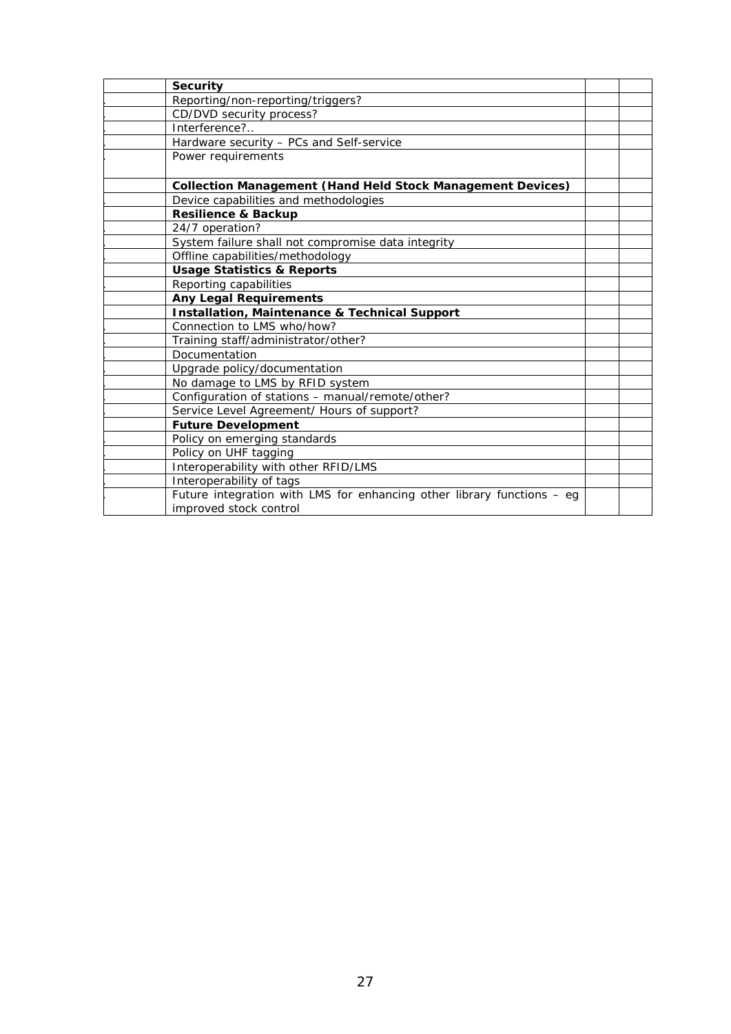| | | | |
|---|---|---|---|
| | **Security** | | |
| | Reporting/non-reporting/triggers? | | |
| | CD/DVD security process? | | |
| | Interference?.. | | |
| | Hardware security – PCs and Self-service | | |
| | Power requirements | | |
| | **Collection Management (Hand Held Stock Management Devices)** | | |
| | Device capabilities and methodologies | | |
| | **Resilience & Backup** | | |
| | 24/7 operation? | | |
| | System failure shall not compromise data integrity | | |
| | Offline capabilities/methodology | | |
| | **Usage Statistics & Reports** | | |
| | Reporting capabilities | | |
| | **Any Legal Requirements** | | |
| | **Installation, Maintenance & Technical Support** | | |
| | Connection to LMS who/how? | | |
| | Training staff/administrator/other? | | |
| | Documentation | | |
| | Upgrade policy/documentation | | |
| | No damage to LMS by RFID system | | |
| | Configuration of stations – manual/remote/other? | | |
| | Service Level Agreement/ Hours of support? | | |
| | **Future Development** | | |
| | Policy on emerging standards | | |
| | Policy on UHF tagging | | |
| | Interoperability with other RFID/LMS | | |
| | Interoperability of tags | | |
| | Future integration with LMS for enhancing other library functions – eg improved stock control | | |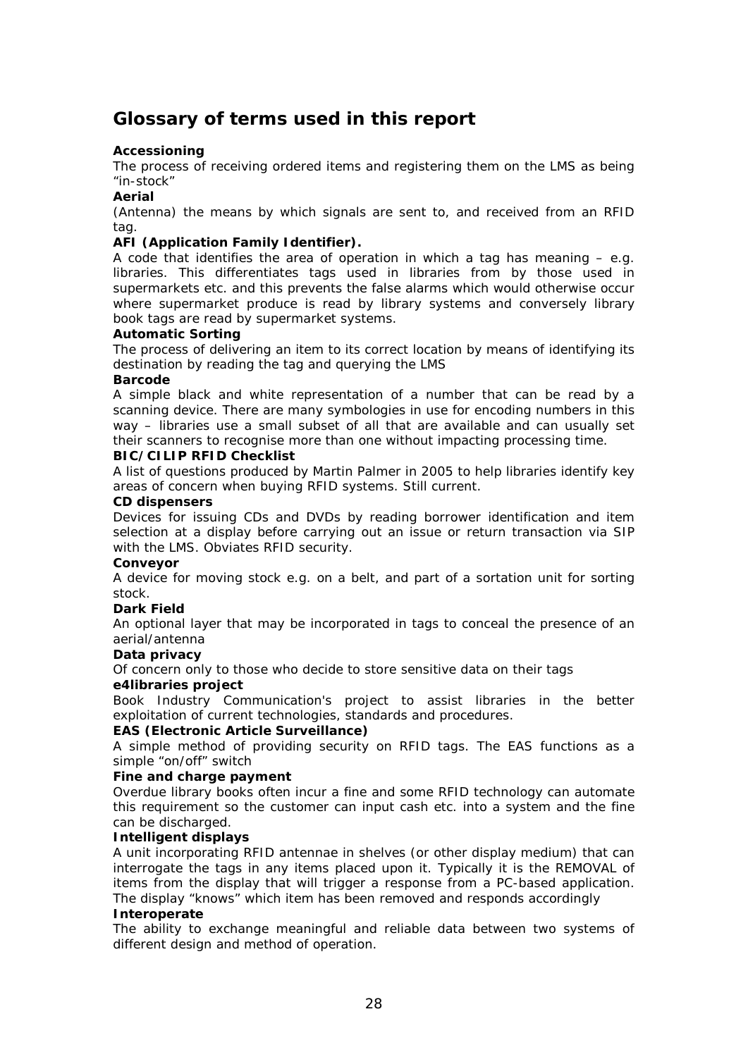## Glossary of terms used in this report

**Accessioning**

The process of receiving ordered items and registering them on the LMS as being "in-stock"

**Aerial**

(Antenna) the means by which signals are sent to, and received from an RFID tag.

**AFI (Application Family Identifier).**

A code that identifies the area of operation in which a tag has meaning – e.g. libraries. This differentiates tags used in libraries from by those used in supermarkets etc. and this prevents the false alarms which would otherwise occur where supermarket produce is read by library systems and conversely library book tags are read by supermarket systems.

**Automatic Sorting**

The process of delivering an item to its correct location by means of identifying its destination by reading the tag and querying the LMS

**Barcode**

A simple black and white representation of a number that can be read by a scanning device. There are many symbologies in use for encoding numbers in this way – libraries use a small subset of all that are available and can usually set their scanners to recognise more than one without impacting processing time.

**BIC/CILIP RFID Checklist**

A list of questions produced by Martin Palmer in 2005 to help libraries identify key areas of concern when buying RFID systems. Still current.

**CD dispensers**

Devices for issuing CDs and DVDs by reading borrower identification and item selection at a display before carrying out an issue or return transaction via SIP with the LMS. Obviates RFID security.

**Conveyor**

A device for moving stock e.g. on a belt, and part of a sortation unit for sorting stock.

**Dark Field**

An optional layer that may be incorporated in tags to conceal the presence of an aerial/antenna

**Data privacy**

Of concern only to those who decide to store sensitive data on their tags

**e4libraries project**

Book Industry Communication's project to assist libraries in the better exploitation of current technologies, standards and procedures.

**EAS (Electronic Article Surveillance)**

A simple method of providing security on RFID tags. The EAS functions as a simple "on/off" switch

**Fine and charge payment**

Overdue library books often incur a fine and some RFID technology can automate this requirement so the customer can input cash etc. into a system and the fine can be discharged.

**Intelligent displays**

A unit incorporating RFID antennae in shelves (or other display medium) that can interrogate the tags in any items placed upon it. Typically it is the REMOVAL of items from the display that will trigger a response from a PC-based application. The display "knows" which item has been removed and responds accordingly

**Interoperate**

The ability to exchange meaningful and reliable data between two systems of different design and method of operation.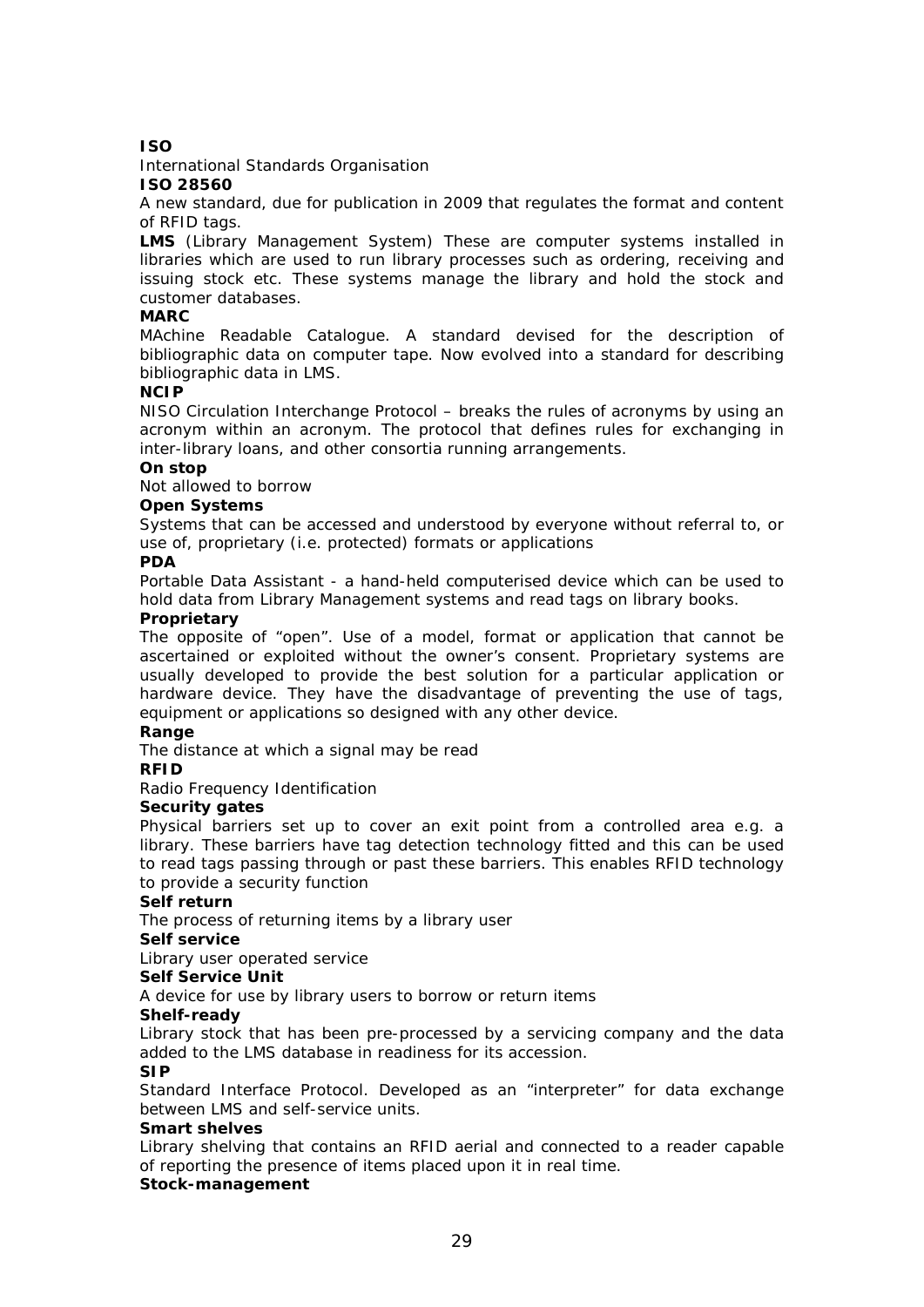**ISO**

International Standards Organisation

**ISO 28560**

A new standard, due for publication in 2009 that regulates the format and content of RFID tags.

**LMS** (Library Management System) These are computer systems installed in libraries which are used to run library processes such as ordering, receiving and issuing stock etc. These systems manage the library and hold the stock and customer databases.

**MARC**

MAchine Readable Catalogue. A standard devised for the description of bibliographic data on computer tape. Now evolved into a standard for describing bibliographic data in LMS.

**NCIP**

NISO Circulation Interchange Protocol – breaks the rules of acronyms by using an acronym within an acronym. The protocol that defines rules for exchanging in inter-library loans, and other consortia running arrangements.

**On stop**

Not allowed to borrow

**Open Systems**

Systems that can be accessed and understood by everyone without referral to, or use of, proprietary (i.e. protected) formats or applications

**PDA**

Portable Data Assistant - a hand-held computerised device which can be used to hold data from Library Management systems and read tags on library books.

**Proprietary**

The opposite of "open". Use of a model, format or application that cannot be ascertained or exploited without the owner's consent. Proprietary systems are usually developed to provide the best solution for a particular application or hardware device. They have the disadvantage of preventing the use of tags, equipment or applications so designed with any other device.

**Range**

The distance at which a signal may be read

**RFID**

Radio Frequency Identification

**Security gates**

Physical barriers set up to cover an exit point from a controlled area e.g. a library. These barriers have tag detection technology fitted and this can be used to read tags passing through or past these barriers. This enables RFID technology to provide a security function

**Self return**

The process of returning items by a library user

**Self service**

Library user operated service

**Self Service Unit**

A device for use by library users to borrow or return items

**Shelf-ready**

Library stock that has been pre-processed by a servicing company and the data added to the LMS database in readiness for its accession.

**SIP**

Standard Interface Protocol. Developed as an "interpreter" for data exchange between LMS and self-service units.

**Smart shelves**

Library shelving that contains an RFID aerial and connected to a reader capable of reporting the presence of items placed upon it in real time.

**Stock-management**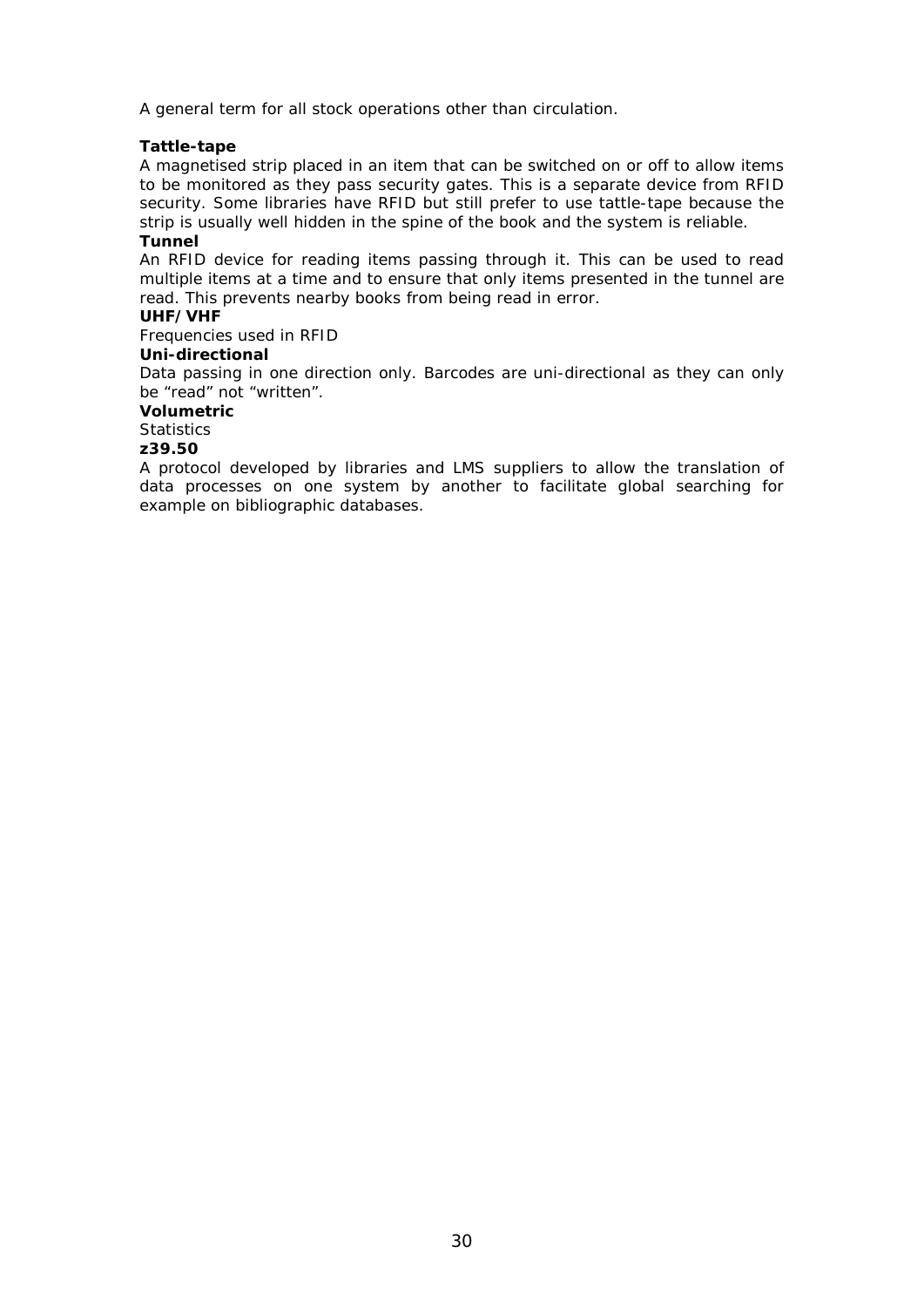A general term for all stock operations other than circulation.

**Tattle-tape**

A magnetised strip placed in an item that can be switched on or off to allow items to be monitored as they pass security gates. This is a separate device from RFID security. Some libraries have RFID but still prefer to use tattle-tape because the strip is usually well hidden in the spine of the book and the system is reliable.

**Tunnel**

An RFID device for reading items passing through it. This can be used to read multiple items at a time and to ensure that only items presented in the tunnel are read. This prevents nearby books from being read in error.

**UHF/VHF**

Frequencies used in RFID

**Uni-directional**

Data passing in one direction only. Barcodes are uni-directional as they can only be "read" not "written".

**Volumetric**

Statistics

**z39.50**

A protocol developed by libraries and LMS suppliers to allow the translation of data processes on one system by another to facilitate global searching for example on bibliographic databases.